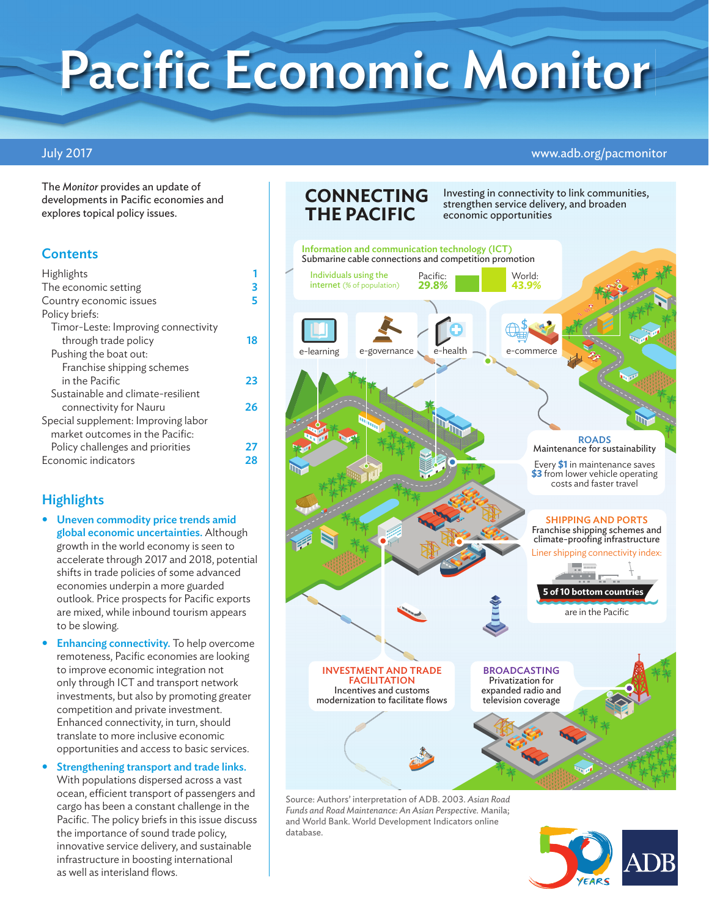# Pacific Economic Monitor

July 2017

www.adb.org/pacmonitor

The *Monitor* provides an update of developments in Pacific economies and explores topical policy issues.

## Contents

| | |
|---|---|
| Highlights | 1 |
| The economic setting | 3 |
| Country economic issues | 5 |
| Policy briefs: | |
| Timor-Leste: Improving connectivity through trade policy | 18 |
| Pushing the boat out: Franchise shipping schemes in the Pacific | 23 |
| Sustainable and climate-resilient connectivity for Nauru | 26 |
| Special supplement: Improving labor market outcomes in the Pacific: Policy challenges and priorities | 27 |
| Economic indicators | 28 |

## Highlights

- **Uneven commodity price trends amid global economic uncertainties.** Although growth in the world economy is seen to accelerate through 2017 and 2018, potential shifts in trade policies of some advanced economies underpin a more guarded outlook. Price prospects for Pacific exports are mixed, while inbound tourism appears to be slowing.
- **Enhancing connectivity.** To help overcome remoteness, Pacific economies are looking to improve economic integration not only through ICT and transport network investments, but also by promoting greater competition and private investment. Enhanced connectivity, in turn, should translate to more inclusive economic opportunities and access to basic services.
- **Strengthening transport and trade links.** With populations dispersed across a vast ocean, efficient transport of passengers and cargo has been a constant challenge in the Pacific. The policy briefs in this issue discuss the importance of sound trade policy, innovative service delivery, and sustainable infrastructure in boosting international as well as interisland flows.

## CONNECTING THE PACIFIC

Investing in connectivity to link communities, strengthen service delivery, and broaden economic opportunities

**Information and communication technology (ICT)**
Submarine cable connections and competition promotion

Individuals using the internet (% of population): Pacific: 29.8% World: 43.9%

e-learning, e-governance, e-health, e-commerce

**ROADS**
Maintenance for sustainability

Every $1 in maintenance saves $3 from lower vehicle operating costs and faster travel

**SHIPPING AND PORTS**
Franchise shipping schemes and climate-proofing infrastructure

Liner shipping connectivity index: 5 of 10 bottom countries are in the Pacific

**INVESTMENT AND TRADE FACILITATION**
Incentives and customs modernization to facilitate flows

**BROADCASTING**
Privatization for expanded radio and television coverage

Source: Authors' interpretation of ADB. 2003. *Asian Road Funds and Road Maintenance: An Asian Perspective.* Manila; and World Bank. World Development Indicators online database.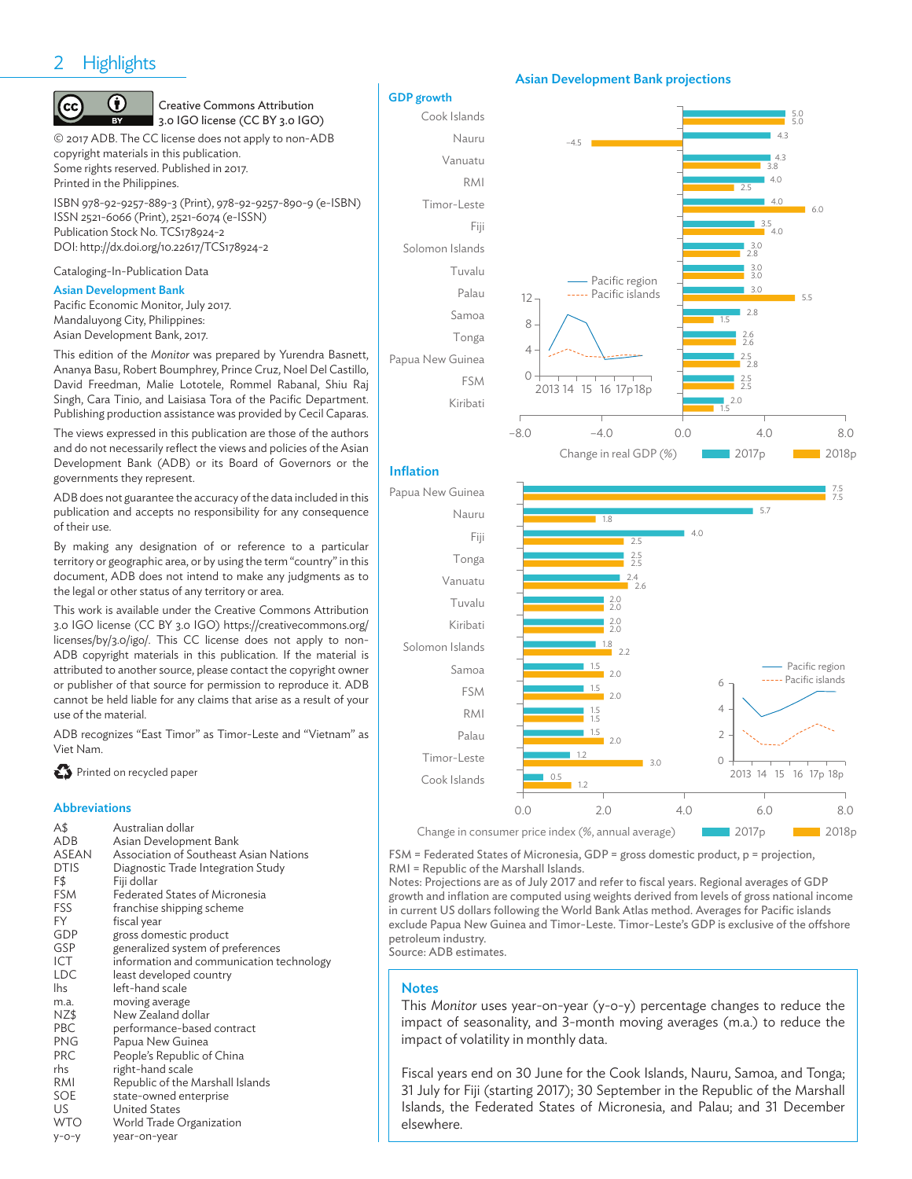## Highlights

Creative Commons Attribution 3.0 IGO license (CC BY 3.0 IGO)

© 2017 ADB. The CC license does not apply to non-ADB copyright materials in this publication.
Some rights reserved. Published in 2017.
Printed in the Philippines.

ISBN 978-92-9257-889-3 (Print), 978-92-9257-890-9 (e-ISBN)
ISSN 2521-6066 (Print), 2521-6074 (e-ISSN)
Publication Stock No. TCS178924-2
DOI: http://dx.doi.org/10.22617/TCS178924-2

Cataloging-In-Publication Data

**Asian Development Bank**
Pacific Economic Monitor, July 2017.
Mandaluyong City, Philippines:
Asian Development Bank, 2017.

This edition of the *Monitor* was prepared by Yurendra Basnett, Ananya Basu, Robert Boumphrey, Prince Cruz, Noel Del Castillo, David Freedman, Malie Lototele, Rommel Rabanal, Shiu Raj Singh, Cara Tinio, and Laisiasa Tora of the Pacific Department. Publishing production assistance was provided by Cecil Caparas.

The views expressed in this publication are those of the authors and do not necessarily reflect the views and policies of the Asian Development Bank (ADB) or its Board of Governors or the governments they represent.

ADB does not guarantee the accuracy of the data included in this publication and accepts no responsibility for any consequence of their use.

By making any designation of or reference to a particular territory or geographic area, or by using the term "country" in this document, ADB does not intend to make any judgments as to the legal or other status of any territory or area.

This work is available under the Creative Commons Attribution 3.0 IGO license (CC BY 3.0 IGO) https://creativecommons.org/licenses/by/3.0/igo/. This CC license does not apply to non-ADB copyright materials in this publication. If the material is attributed to another source, please contact the copyright owner or publisher of that source for permission to reproduce it. ADB cannot be held liable for any claims that arise as a result of your use of the material.

ADB recognizes "East Timor" as Timor-Leste and "Vietnam" as Viet Nam.

Printed on recycled paper

### Abbreviations

| | |
|---|---|
| A$ | Australian dollar |
| ADB | Asian Development Bank |
| ASEAN | Association of Southeast Asian Nations |
| DTIS | Diagnostic Trade Integration Study |
| F$ | Fiji dollar |
| FSM | Federated States of Micronesia |
| FSS | franchise shipping scheme |
| FY | fiscal year |
| GDP | gross domestic product |
| GSP | generalized system of preferences |
| ICT | information and communication technology |
| LDC | least developed country |
| lhs | left-hand scale |
| m.a. | moving average |
| NZ$ | New Zealand dollar |
| PBC | performance-based contract |
| PNG | Papua New Guinea |
| PRC | People's Republic of China |
| rhs | right-hand scale |
| RMI | Republic of the Marshall Islands |
| SOE | state-owned enterprise |
| US | United States |
| WTO | World Trade Organization |
| y-o-y | year-on-year |

### Asian Development Bank projections

**GDP growth**

Change in real GDP (%)

| | 2017p | 2018p |
|---|---|---|
| Cook Islands | 5.0 | 5.0 |
| Nauru | 4.3 | −4.5 |
| Vanuatu | 4.3 | 3.8 |
| RMI | 4.0 | 2.5 |
| Timor-Leste | 4.0 | 6.0 |
| Fiji | 3.5 | 4.0 |
| Solomon Islands | 3.0 | 2.8 |
| Tuvalu | 3.0 | 3.0 |
| Palau | 3.0 | 5.5 |
| Samoa | 2.8 | 1.5 |
| Tonga | 2.6 | 2.6 |
| Papua New Guinea | 2.5 | 2.8 |
| FSM | 2.5 | 2.5 |
| Kiribati | 2.0 | 1.5 |

Inset: Pacific region and Pacific islands, 2013–18p

**Inflation**

Change in consumer price index (%, annual average)

| | 2017p | 2018p |
|---|---|---|
| Papua New Guinea | 7.5 | 7.5 |
| Nauru | 5.7 | 1.8 |
| Fiji | 4.0 | 2.5 |
| Tonga | 2.5 | 2.5 |
| Vanuatu | 2.4 | 2.6 |
| Tuvalu | 2.0 | 2.0 |
| Kiribati | 2.0 | 2.0 |
| Solomon Islands | 1.8 | 2.2 |
| Samoa | 1.5 | 2.0 |
| FSM | 1.5 | 2.0 |
| RMI | 1.5 | 1.5 |
| Palau | 1.5 | 2.0 |
| Timor-Leste | 1.2 | 3.0 |
| Cook Islands | 0.5 | 1.2 |

Inset: Pacific region and Pacific islands, 2013–18p

FSM = Federated States of Micronesia, GDP = gross domestic product, p = projection, RMI = Republic of the Marshall Islands.
Notes: Projections are as of July 2017 and refer to fiscal years. Regional averages of GDP growth and inflation are computed using weights derived from levels of gross national income in current US dollars following the World Bank Atlas method. Averages for Pacific islands exclude Papua New Guinea and Timor-Leste. Timor-Leste's GDP is exclusive of the offshore petroleum industry.
Source: ADB estimates.

### Notes

This *Monitor* uses year-on-year (y-o-y) percentage changes to reduce the impact of seasonality, and 3-month moving averages (m.a.) to reduce the impact of volatility in monthly data.

Fiscal years end on 30 June for the Cook Islands, Nauru, Samoa, and Tonga; 31 July for Fiji (starting 2017); 30 September in the Republic of the Marshall Islands, the Federated States of Micronesia, and Palau; and 31 December elsewhere.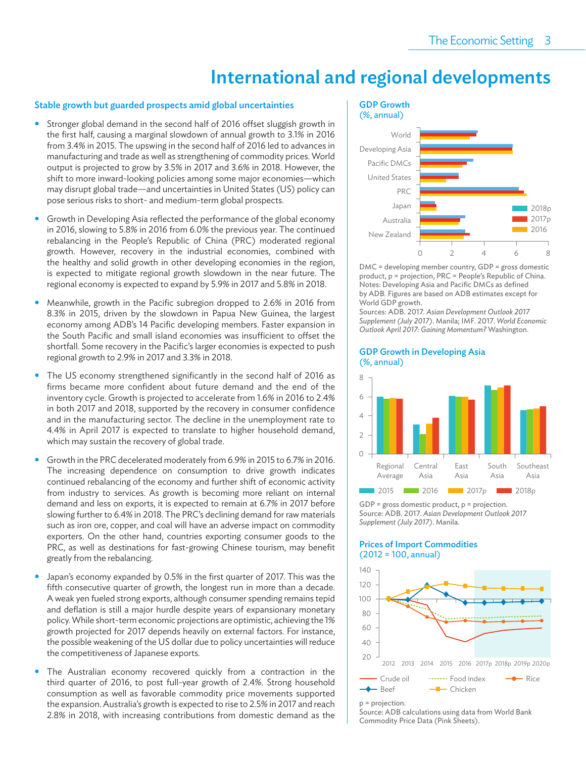# International and regional developments

## Stable growth but guarded prospects amid global uncertainties

- Stronger global demand in the second half of 2016 offset sluggish growth in the first half, causing a marginal slowdown of annual growth to 3.1% in 2016 from 3.4% in 2015. The upswing in the second half of 2016 led to advances in manufacturing and trade as well as strengthening of commodity prices. World output is projected to grow by 3.5% in 2017 and 3.6% in 2018. However, the shift to more inward-looking policies among some major economies—which may disrupt global trade—and uncertainties in United States (US) policy can pose serious risks to short- and medium-term global prospects.

- Growth in Developing Asia reflected the performance of the global economy in 2016, slowing to 5.8% in 2016 from 6.0% the previous year. The continued rebalancing in the People's Republic of China (PRC) moderated regional growth. However, recovery in the industrial economies, combined with the healthy and solid growth in other developing economies in the region, is expected to mitigate regional growth slowdown in the near future. The regional economy is expected to expand by 5.9% in 2017 and 5.8% in 2018.

- Meanwhile, growth in the Pacific subregion dropped to 2.6% in 2016 from 8.3% in 2015, driven by the slowdown in Papua New Guinea, the largest economy among ADB's 14 Pacific developing members. Faster expansion in the South Pacific and small island economies was insufficient to offset the shortfall. Some recovery in the Pacific's larger economies is expected to push regional growth to 2.9% in 2017 and 3.3% in 2018.

- The US economy strengthened significantly in the second half of 2016 as firms became more confident about future demand and the end of the inventory cycle. Growth is projected to accelerate from 1.6% in 2016 to 2.4% in both 2017 and 2018, supported by the recovery in consumer confidence and in the manufacturing sector. The decline in the unemployment rate to 4.4% in April 2017 is expected to translate to higher household demand, which may sustain the recovery of global trade.

- Growth in the PRC decelerated moderately from 6.9% in 2015 to 6.7% in 2016. The increasing dependence on consumption to drive growth indicates continued rebalancing of the economy and further shift of economic activity from industry to services. As growth is becoming more reliant on internal demand and less on exports, it is expected to remain at 6.7% in 2017 before slowing further to 6.4% in 2018. The PRC's declining demand for raw materials such as iron ore, copper, and coal will have an adverse impact on commodity exporters. On the other hand, countries exporting consumer goods to the PRC, as well as destinations for fast-growing Chinese tourism, may benefit greatly from the rebalancing.

- Japan's economy expanded by 0.5% in the first quarter of 2017. This was the fifth consecutive quarter of growth, the longest run in more than a decade. A weak yen fueled strong exports, although consumer spending remains tepid and deflation is still a major hurdle despite years of expansionary monetary policy. While short-term economic projections are optimistic, achieving the 1% growth projected for 2017 depends heavily on external factors. For instance, the possible weakening of the US dollar due to policy uncertainties will reduce the competitiveness of Japanese exports.

- The Australian economy recovered quickly from a contraction in the third quarter of 2016, to post full-year growth of 2.4%. Strong household consumption as well as favorable commodity price movements supported the expansion. Australia's growth is expected to rise to 2.5% in 2017 and reach 2.8% in 2018, with increasing contributions from domestic demand as the

### GDP Growth (%, annual)

Chart categories: World, Developing Asia, Pacific DMCs, United States, PRC, Japan, Australia, New Zealand. Series: 2018p, 2017p, 2016. Axis: 0–8.

DMC = developing member country, GDP = gross domestic product, p = projection, PRC = People's Republic of China.
Notes: Developing Asia and Pacific DMCs as defined by ADB. Figures are based on ADB estimates except for World GDP growth.
Sources: ADB. 2017. *Asian Development Outlook 2017 Supplement (July 2017)*. Manila; IMF. 2017. *World Economic Outlook April 2017: Gaining Momentum?* Washington.

### GDP Growth in Developing Asia (%, annual)

Chart categories: Regional Average, Central Asia, East Asia, South Asia, Southeast Asia. Series: 2015, 2016, 2017p, 2018p. Axis: 0–8.

GDP = gross domestic product, p = projection.
Source: ADB. 2017. *Asian Development Outlook 2017 Supplement (July 2017)*. Manila.

### Prices of Import Commodities (2012 = 100, annual)

Chart years: 2012–2016, 2017p–2020p. Series: Crude oil, Food index, Rice, Beef, Chicken. Axis: 20–140.

p = projection.
Source: ADB calculations using data from World Bank Commodity Price Data (Pink Sheets).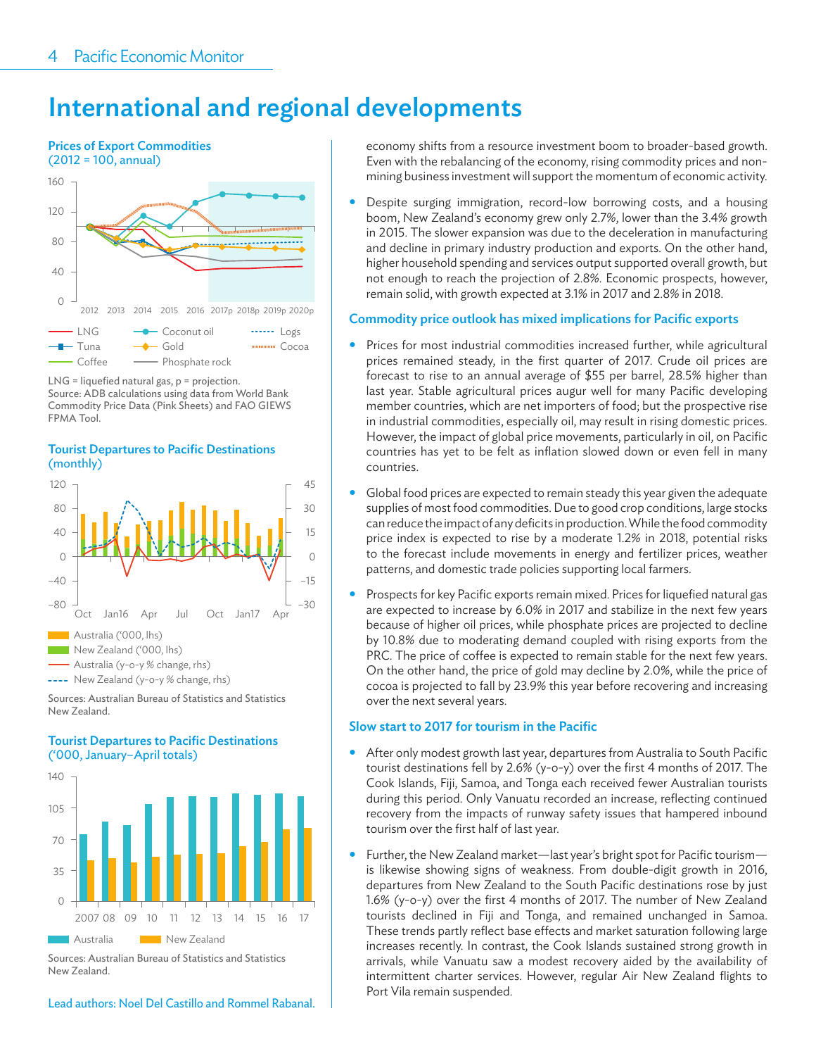# International and regional developments

**Prices of Export Commodities**
(2012 = 100, annual)

LNG = liquefied natural gas, p = projection.
Source: ADB calculations using data from World Bank Commodity Price Data (Pink Sheets) and FAO GIEWS FPMA Tool.

**Tourist Departures to Pacific Destinations**
(monthly)

Sources: Australian Bureau of Statistics and Statistics New Zealand.

**Tourist Departures to Pacific Destinations**
('000, January–April totals)

Sources: Australian Bureau of Statistics and Statistics New Zealand.

Lead authors: Noel Del Castillo and Rommel Rabanal.

economy shifts from a resource investment boom to broader-based growth. Even with the rebalancing of the economy, rising commodity prices and non-mining business investment will support the momentum of economic activity.

- Despite surging immigration, record-low borrowing costs, and a housing boom, New Zealand's economy grew only 2.7%, lower than the 3.4% growth in 2015. The slower expansion was due to the deceleration in manufacturing and decline in primary industry production and exports. On the other hand, higher household spending and services output supported overall growth, but not enough to reach the projection of 2.8%. Economic prospects, however, remain solid, with growth expected at 3.1% in 2017 and 2.8% in 2018.

### Commodity price outlook has mixed implications for Pacific exports

- Prices for most industrial commodities increased further, while agricultural prices remained steady, in the first quarter of 2017. Crude oil prices are forecast to rise to an annual average of $55 per barrel, 28.5% higher than last year. Stable agricultural prices augur well for many Pacific developing member countries, which are net importers of food; but the prospective rise in industrial commodities, especially oil, may result in rising domestic prices. However, the impact of global price movements, particularly in oil, on Pacific countries has yet to be felt as inflation slowed down or even fell in many countries.

- Global food prices are expected to remain steady this year given the adequate supplies of most food commodities. Due to good crop conditions, large stocks can reduce the impact of any deficits in production. While the food commodity price index is expected to rise by a moderate 1.2% in 2018, potential risks to the forecast include movements in energy and fertilizer prices, weather patterns, and domestic trade policies supporting local farmers.

- Prospects for key Pacific exports remain mixed. Prices for liquefied natural gas are expected to increase by 6.0% in 2017 and stabilize in the next few years because of higher oil prices, while phosphate prices are projected to decline by 10.8% due to moderating demand coupled with rising exports from the PRC. The price of coffee is expected to remain stable for the next few years. On the other hand, the price of gold may decline by 2.0%, while the price of cocoa is projected to fall by 23.9% this year before recovering and increasing over the next several years.

### Slow start to 2017 for tourism in the Pacific

- After only modest growth last year, departures from Australia to South Pacific tourist destinations fell by 2.6% (y-o-y) over the first 4 months of 2017. The Cook Islands, Fiji, Samoa, and Tonga each received fewer Australian tourists during this period. Only Vanuatu recorded an increase, reflecting continued recovery from the impacts of runway safety issues that hampered inbound tourism over the first half of last year.

- Further, the New Zealand market—last year's bright spot for Pacific tourism—is likewise showing signs of weakness. From double-digit growth in 2016, departures from New Zealand to the South Pacific destinations rose by just 1.6% (y-o-y) over the first 4 months of 2017. The number of New Zealand tourists declined in Fiji and Tonga, and remained unchanged in Samoa. These trends partly reflect base effects and market saturation following large increases recently. In contrast, the Cook Islands sustained strong growth in arrivals, while Vanuatu saw a modest recovery aided by the availability of intermittent charter services. However, regular Air New Zealand flights to Port Vila remain suspended.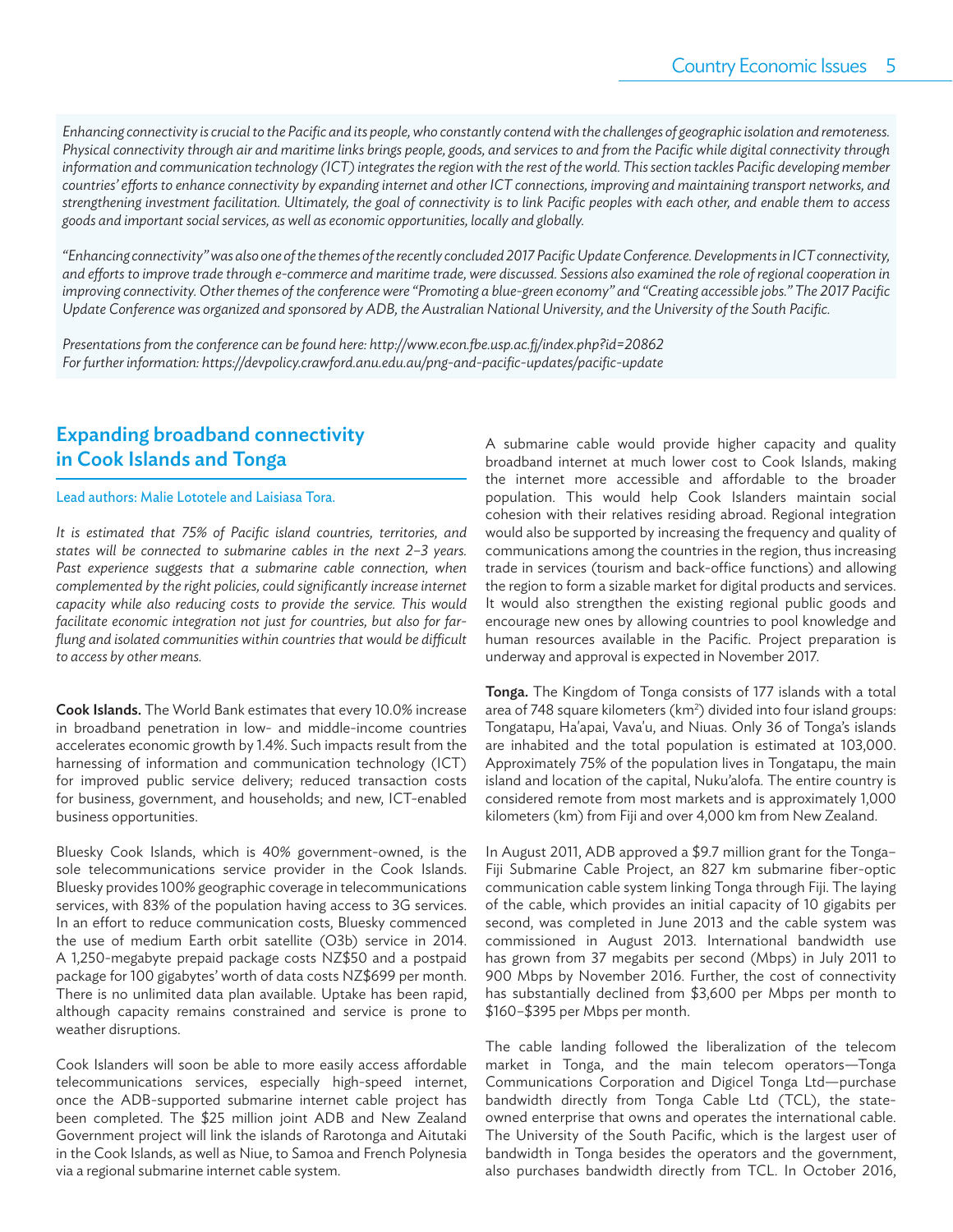*Enhancing connectivity is crucial to the Pacific and its people, who constantly contend with the challenges of geographic isolation and remoteness. Physical connectivity through air and maritime links brings people, goods, and services to and from the Pacific while digital connectivity through information and communication technology (ICT) integrates the region with the rest of the world. This section tackles Pacific developing member countries' efforts to enhance connectivity by expanding internet and other ICT connections, improving and maintaining transport networks, and strengthening investment facilitation. Ultimately, the goal of connectivity is to link Pacific peoples with each other, and enable them to access goods and important social services, as well as economic opportunities, locally and globally.*

*"Enhancing connectivity" was also one of the themes of the recently concluded 2017 Pacific Update Conference. Developments in ICT connectivity, and efforts to improve trade through e-commerce and maritime trade, were discussed. Sessions also examined the role of regional cooperation in improving connectivity. Other themes of the conference were "Promoting a blue-green economy" and "Creating accessible jobs." The 2017 Pacific Update Conference was organized and sponsored by ADB, the Australian National University, and the University of the South Pacific.*

*Presentations from the conference can be found here: http://www.econ.fbe.usp.ac.fj/index.php?id=20862*
*For further information: https://devpolicy.crawford.anu.edu.au/png-and-pacific-updates/pacific-update*

## Expanding broadband connectivity in Cook Islands and Tonga

Lead authors: Malie Lototele and Laisiasa Tora.

*It is estimated that 75% of Pacific island countries, territories, and states will be connected to submarine cables in the next 2–3 years. Past experience suggests that a submarine cable connection, when complemented by the right policies, could significantly increase internet capacity while also reducing costs to provide the service. This would facilitate economic integration not just for countries, but also for far-flung and isolated communities within countries that would be difficult to access by other means.*

**Cook Islands.** The World Bank estimates that every 10.0% increase in broadband penetration in low- and middle-income countries accelerates economic growth by 1.4%. Such impacts result from the harnessing of information and communication technology (ICT) for improved public service delivery; reduced transaction costs for business, government, and households; and new, ICT-enabled business opportunities.

Bluesky Cook Islands, which is 40% government-owned, is the sole telecommunications service provider in the Cook Islands. Bluesky provides 100% geographic coverage in telecommunications services, with 83% of the population having access to 3G services. In an effort to reduce communication costs, Bluesky commenced the use of medium Earth orbit satellite (O3b) service in 2014. A 1,250-megabyte prepaid package costs NZ$50 and a postpaid package for 100 gigabytes' worth of data costs NZ$699 per month. There is no unlimited data plan available. Uptake has been rapid, although capacity remains constrained and service is prone to weather disruptions.

Cook Islanders will soon be able to more easily access affordable telecommunications services, especially high-speed internet, once the ADB-supported submarine internet cable project has been completed. The $25 million joint ADB and New Zealand Government project will link the islands of Rarotonga and Aitutaki in the Cook Islands, as well as Niue, to Samoa and French Polynesia via a regional submarine internet cable system.

A submarine cable would provide higher capacity and quality broadband internet at much lower cost to Cook Islands, making the internet more accessible and affordable to the broader population. This would help Cook Islanders maintain social cohesion with their relatives residing abroad. Regional integration would also be supported by increasing the frequency and quality of communications among the countries in the region, thus increasing trade in services (tourism and back-office functions) and allowing the region to form a sizable market for digital products and services. It would also strengthen the existing regional public goods and encourage new ones by allowing countries to pool knowledge and human resources available in the Pacific. Project preparation is underway and approval is expected in November 2017.

**Tonga.** The Kingdom of Tonga consists of 177 islands with a total area of 748 square kilometers (km$^2$) divided into four island groups: Tongatapu, Ha'apai, Vava'u, and Niuas. Only 36 of Tonga's islands are inhabited and the total population is estimated at 103,000. Approximately 75% of the population lives in Tongatapu, the main island and location of the capital, Nuku'alofa. The entire country is considered remote from most markets and is approximately 1,000 kilometers (km) from Fiji and over 4,000 km from New Zealand.

In August 2011, ADB approved a $9.7 million grant for the Tonga–Fiji Submarine Cable Project, an 827 km submarine fiber-optic communication cable system linking Tonga through Fiji. The laying of the cable, which provides an initial capacity of 10 gigabits per second, was completed in June 2013 and the cable system was commissioned in August 2013. International bandwidth use has grown from 37 megabits per second (Mbps) in July 2011 to 900 Mbps by November 2016. Further, the cost of connectivity has substantially declined from $3,600 per Mbps per month to $160–$395 per Mbps per month.

The cable landing followed the liberalization of the telecom market in Tonga, and the main telecom operators—Tonga Communications Corporation and Digicel Tonga Ltd—purchase bandwidth directly from Tonga Cable Ltd (TCL), the state-owned enterprise that owns and operates the international cable. The University of the South Pacific, which is the largest user of bandwidth in Tonga besides the operators and the government, also purchases bandwidth directly from TCL. In October 2016,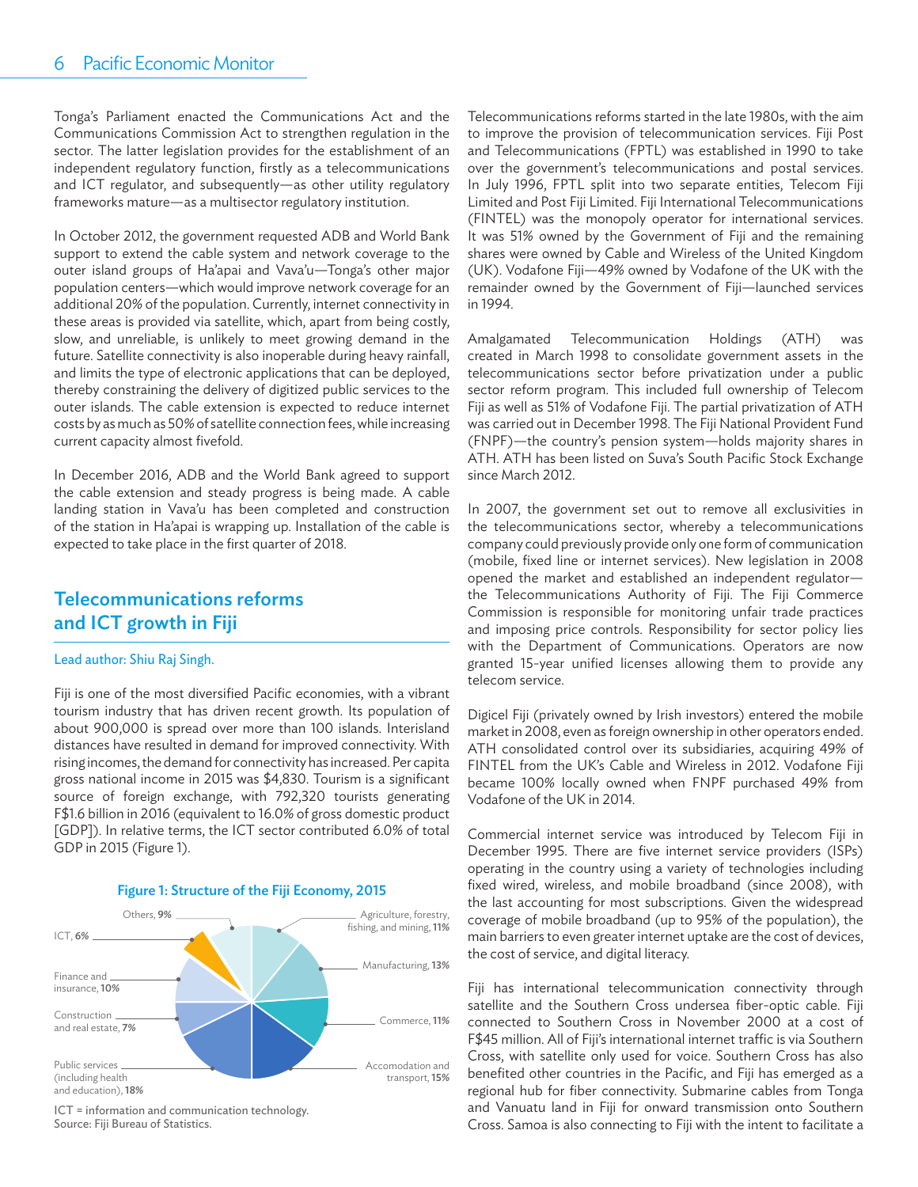Tonga's Parliament enacted the Communications Act and the Communications Commission Act to strengthen regulation in the sector. The latter legislation provides for the establishment of an independent regulatory function, firstly as a telecommunications and ICT regulator, and subsequently—as other utility regulatory frameworks mature—as a multisector regulatory institution.

In October 2012, the government requested ADB and World Bank support to extend the cable system and network coverage to the outer island groups of Ha'apai and Vava'u—Tonga's other major population centers—which would improve network coverage for an additional 20% of the population. Currently, internet connectivity in these areas is provided via satellite, which, apart from being costly, slow, and unreliable, is unlikely to meet growing demand in the future. Satellite connectivity is also inoperable during heavy rainfall, and limits the type of electronic applications that can be deployed, thereby constraining the delivery of digitized public services to the outer islands. The cable extension is expected to reduce internet costs by as much as 50% of satellite connection fees, while increasing current capacity almost fivefold.

In December 2016, ADB and the World Bank agreed to support the cable extension and steady progress is being made. A cable landing station in Vava'u has been completed and construction of the station in Ha'apai is wrapping up. Installation of the cable is expected to take place in the first quarter of 2018.

## Telecommunications reforms and ICT growth in Fiji

Lead author: Shiu Raj Singh.

Fiji is one of the most diversified Pacific economies, with a vibrant tourism industry that has driven recent growth. Its population of about 900,000 is spread over more than 100 islands. Interisland distances have resulted in demand for improved connectivity. With rising incomes, the demand for connectivity has increased. Per capita gross national income in 2015 was $4,830. Tourism is a significant source of foreign exchange, with 792,320 tourists generating F$1.6 billion in 2016 (equivalent to 16.0% of gross domestic product [GDP]). In relative terms, the ICT sector contributed 6.0% of total GDP in 2015 (Figure 1).

**Figure 1: Structure of the Fiji Economy, 2015**

| Sector | Share |
|---|---|
| Agriculture, forestry, fishing, and mining | 11% |
| Manufacturing | 13% |
| Commerce | 11% |
| Accomodation and transport | 15% |
| Public services (including health and education) | 18% |
| Construction and real estate | 7% |
| Finance and insurance | 10% |
| ICT | 6% |
| Others | 9% |

ICT = information and communication technology.
Source: Fiji Bureau of Statistics.

Telecommunications reforms started in the late 1980s, with the aim to improve the provision of telecommunication services. Fiji Post and Telecommunications (FPTL) was established in 1990 to take over the government's telecommunications and postal services. In July 1996, FPTL split into two separate entities, Telecom Fiji Limited and Post Fiji Limited. Fiji International Telecommunications (FINTEL) was the monopoly operator for international services. It was 51% owned by the Government of Fiji and the remaining shares were owned by Cable and Wireless of the United Kingdom (UK). Vodafone Fiji—49% owned by Vodafone of the UK with the remainder owned by the Government of Fiji—launched services in 1994.

Amalgamated Telecommunication Holdings (ATH) was created in March 1998 to consolidate government assets in the telecommunications sector before privatization under a public sector reform program. This included full ownership of Telecom Fiji as well as 51% of Vodafone Fiji. The partial privatization of ATH was carried out in December 1998. The Fiji National Provident Fund (FNPF)—the country's pension system—holds majority shares in ATH. ATH has been listed on Suva's South Pacific Stock Exchange since March 2012.

In 2007, the government set out to remove all exclusivities in the telecommunications sector, whereby a telecommunications company could previously provide only one form of communication (mobile, fixed line or internet services). New legislation in 2008 opened the market and established an independent regulator—the Telecommunications Authority of Fiji. The Fiji Commerce Commission is responsible for monitoring unfair trade practices and imposing price controls. Responsibility for sector policy lies with the Department of Communications. Operators are now granted 15-year unified licenses allowing them to provide any telecom service.

Digicel Fiji (privately owned by Irish investors) entered the mobile market in 2008, even as foreign ownership in other operators ended. ATH consolidated control over its subsidiaries, acquiring 49% of FINTEL from the UK's Cable and Wireless in 2012. Vodafone Fiji became 100% locally owned when FNPF purchased 49% from Vodafone of the UK in 2014.

Commercial internet service was introduced by Telecom Fiji in December 1995. There are five internet service providers (ISPs) operating in the country using a variety of technologies including fixed wired, wireless, and mobile broadband (since 2008), with the last accounting for most subscriptions. Given the widespread coverage of mobile broadband (up to 95% of the population), the main barriers to even greater internet uptake are the cost of devices, the cost of service, and digital literacy.

Fiji has international telecommunication connectivity through satellite and the Southern Cross undersea fiber-optic cable. Fiji connected to Southern Cross in November 2000 at a cost of F$45 million. All of Fiji's international internet traffic is via Southern Cross, with satellite only used for voice. Southern Cross has also benefited other countries in the Pacific, and Fiji has emerged as a regional hub for fiber connectivity. Submarine cables from Tonga and Vanuatu land in Fiji for onward transmission onto Southern Cross. Samoa is also connecting to Fiji with the intent to facilitate a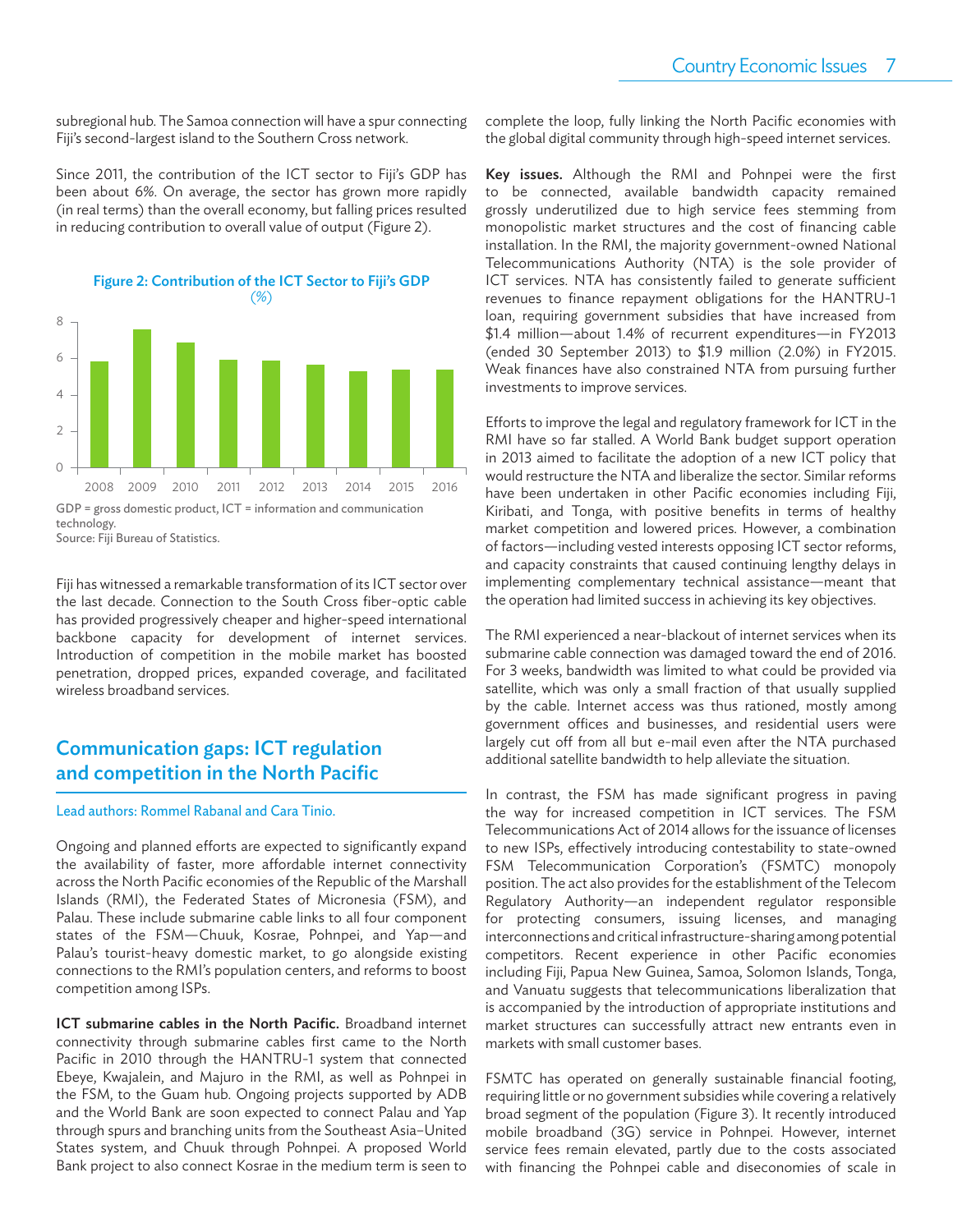subregional hub. The Samoa connection will have a spur connecting Fiji's second-largest island to the Southern Cross network.

Since 2011, the contribution of the ICT sector to Fiji's GDP has been about 6%. On average, the sector has grown more rapidly (in real terms) than the overall economy, but falling prices resulted in reducing contribution to overall value of output (Figure 2).

**Figure 2: Contribution of the ICT Sector to Fiji's GDP**
*(%)*

GDP = gross domestic product, ICT = information and communication technology.
Source: Fiji Bureau of Statistics.

Fiji has witnessed a remarkable transformation of its ICT sector over the last decade. Connection to the South Cross fiber-optic cable has provided progressively cheaper and higher-speed international backbone capacity for development of internet services. Introduction of competition in the mobile market has boosted penetration, dropped prices, expanded coverage, and facilitated wireless broadband services.

## Communication gaps: ICT regulation and competition in the North Pacific

Lead authors: Rommel Rabanal and Cara Tinio.

Ongoing and planned efforts are expected to significantly expand the availability of faster, more affordable internet connectivity across the North Pacific economies of the Republic of the Marshall Islands (RMI), the Federated States of Micronesia (FSM), and Palau. These include submarine cable links to all four component states of the FSM—Chuuk, Kosrae, Pohnpei, and Yap—and Palau's tourist-heavy domestic market, to go alongside existing connections to the RMI's population centers, and reforms to boost competition among ISPs.

**ICT submarine cables in the North Pacific.** Broadband internet connectivity through submarine cables first came to the North Pacific in 2010 through the HANTRU-1 system that connected Ebeye, Kwajalein, and Majuro in the RMI, as well as Pohnpei in the FSM, to the Guam hub. Ongoing projects supported by ADB and the World Bank are soon expected to connect Palau and Yap through spurs and branching units from the Southeast Asia–United States system, and Chuuk through Pohnpei. A proposed World Bank project to also connect Kosrae in the medium term is seen to complete the loop, fully linking the North Pacific economies with the global digital community through high-speed internet services.

**Key issues.** Although the RMI and Pohnpei were the first to be connected, available bandwidth capacity remained grossly underutilized due to high service fees stemming from monopolistic market structures and the cost of financing cable installation. In the RMI, the majority government-owned National Telecommunications Authority (NTA) is the sole provider of ICT services. NTA has consistently failed to generate sufficient revenues to finance repayment obligations for the HANTRU-1 loan, requiring government subsidies that have increased from $1.4 million—about 1.4% of recurrent expenditures—in FY2013 (ended 30 September 2013) to $1.9 million (2.0%) in FY2015. Weak finances have also constrained NTA from pursuing further investments to improve services.

Efforts to improve the legal and regulatory framework for ICT in the RMI have so far stalled. A World Bank budget support operation in 2013 aimed to facilitate the adoption of a new ICT policy that would restructure the NTA and liberalize the sector. Similar reforms have been undertaken in other Pacific economies including Fiji, Kiribati, and Tonga, with positive benefits in terms of healthy market competition and lowered prices. However, a combination of factors—including vested interests opposing ICT sector reforms, and capacity constraints that caused continuing lengthy delays in implementing complementary technical assistance—meant that the operation had limited success in achieving its key objectives.

The RMI experienced a near-blackout of internet services when its submarine cable connection was damaged toward the end of 2016. For 3 weeks, bandwidth was limited to what could be provided via satellite, which was only a small fraction of that usually supplied by the cable. Internet access was thus rationed, mostly among government offices and businesses, and residential users were largely cut off from all but e-mail even after the NTA purchased additional satellite bandwidth to help alleviate the situation.

In contrast, the FSM has made significant progress in paving the way for increased competition in ICT services. The FSM Telecommunications Act of 2014 allows for the issuance of licenses to new ISPs, effectively introducing contestability to state-owned FSM Telecommunication Corporation's (FSMTC) monopoly position. The act also provides for the establishment of the Telecom Regulatory Authority—an independent regulator responsible for protecting consumers, issuing licenses, and managing interconnections and critical infrastructure-sharing among potential competitors. Recent experience in other Pacific economies including Fiji, Papua New Guinea, Samoa, Solomon Islands, Tonga, and Vanuatu suggests that telecommunications liberalization that is accompanied by the introduction of appropriate institutions and market structures can successfully attract new entrants even in markets with small customer bases.

FSMTC has operated on generally sustainable financial footing, requiring little or no government subsidies while covering a relatively broad segment of the population (Figure 3). It recently introduced mobile broadband (3G) service in Pohnpei. However, internet service fees remain elevated, partly due to the costs associated with financing the Pohnpei cable and diseconomies of scale in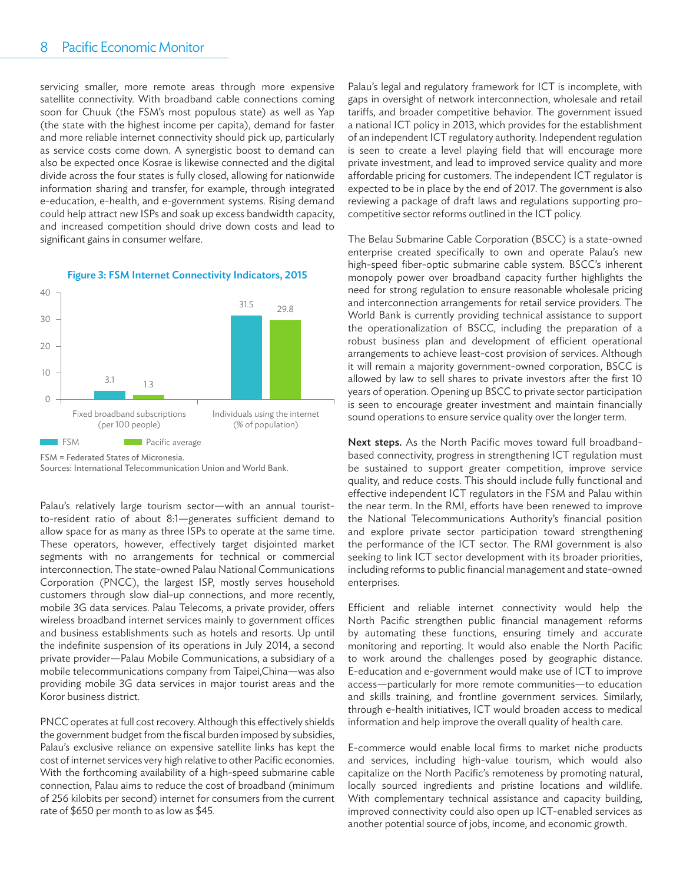servicing smaller, more remote areas through more expensive satellite connectivity. With broadband cable connections coming soon for Chuuk (the FSM's most populous state) as well as Yap (the state with the highest income per capita), demand for faster and more reliable internet connectivity should pick up, particularly as service costs come down. A synergistic boost to demand can also be expected once Kosrae is likewise connected and the digital divide across the four states is fully closed, allowing for nationwide information sharing and transfer, for example, through integrated e-education, e-health, and e-government systems. Rising demand could help attract new ISPs and soak up excess bandwidth capacity, and increased competition should drive down costs and lead to significant gains in consumer welfare.

**Figure 3: FSM Internet Connectivity Indicators, 2015**

| | FSM | Pacific average |
|---|---|---|
| Fixed broadband subscriptions (per 100 people) | 3.1 | 1.3 |
| Individuals using the internet (% of population) | 31.5 | 29.8 |

FSM = Federated States of Micronesia.
Sources: International Telecommunication Union and World Bank.

Palau's relatively large tourism sector—with an annual tourist-to-resident ratio of about 8:1—generates sufficient demand to allow space for as many as three ISPs to operate at the same time. These operators, however, effectively target disjointed market segments with no arrangements for technical or commercial interconnection. The state-owned Palau National Communications Corporation (PNCC), the largest ISP, mostly serves household customers through slow dial-up connections, and more recently, mobile 3G data services. Palau Telecoms, a private provider, offers wireless broadband internet services mainly to government offices and business establishments such as hotels and resorts. Up until the indefinite suspension of its operations in July 2014, a second private provider—Palau Mobile Communications, a subsidiary of a mobile telecommunications company from Taipei,China—was also providing mobile 3G data services in major tourist areas and the Koror business district.

PNCC operates at full cost recovery. Although this effectively shields the government budget from the fiscal burden imposed by subsidies, Palau's exclusive reliance on expensive satellite links has kept the cost of internet services very high relative to other Pacific economies. With the forthcoming availability of a high-speed submarine cable connection, Palau aims to reduce the cost of broadband (minimum of 256 kilobits per second) internet for consumers from the current rate of $650 per month to as low as $45.

Palau's legal and regulatory framework for ICT is incomplete, with gaps in oversight of network interconnection, wholesale and retail tariffs, and broader competitive behavior. The government issued a national ICT policy in 2013, which provides for the establishment of an independent ICT regulatory authority. Independent regulation is seen to create a level playing field that will encourage more private investment, and lead to improved service quality and more affordable pricing for customers. The independent ICT regulator is expected to be in place by the end of 2017. The government is also reviewing a package of draft laws and regulations supporting pro-competitive sector reforms outlined in the ICT policy.

The Belau Submarine Cable Corporation (BSCC) is a state-owned enterprise created specifically to own and operate Palau's new high-speed fiber-optic submarine cable system. BSCC's inherent monopoly power over broadband capacity further highlights the need for strong regulation to ensure reasonable wholesale pricing and interconnection arrangements for retail service providers. The World Bank is currently providing technical assistance to support the operationalization of BSCC, including the preparation of a robust business plan and development of efficient operational arrangements to achieve least-cost provision of services. Although it will remain a majority government-owned corporation, BSCC is allowed by law to sell shares to private investors after the first 10 years of operation. Opening up BSCC to private sector participation is seen to encourage greater investment and maintain financially sound operations to ensure service quality over the longer term.

**Next steps.** As the North Pacific moves toward full broadband-based connectivity, progress in strengthening ICT regulation must be sustained to support greater competition, improve service quality, and reduce costs. This should include fully functional and effective independent ICT regulators in the FSM and Palau within the near term. In the RMI, efforts have been renewed to improve the National Telecommunications Authority's financial position and explore private sector participation toward strengthening the performance of the ICT sector. The RMI government is also seeking to link ICT sector development with its broader priorities, including reforms to public financial management and state-owned enterprises.

Efficient and reliable internet connectivity would help the North Pacific strengthen public financial management reforms by automating these functions, ensuring timely and accurate monitoring and reporting. It would also enable the North Pacific to work around the challenges posed by geographic distance. E-education and e-government would make use of ICT to improve access—particularly for more remote communities—to education and skills training, and frontline government services. Similarly, through e-health initiatives, ICT would broaden access to medical information and help improve the overall quality of health care.

E-commerce would enable local firms to market niche products and services, including high-value tourism, which would also capitalize on the North Pacific's remoteness by promoting natural, locally sourced ingredients and pristine locations and wildlife. With complementary technical assistance and capacity building, improved connectivity could also open up ICT-enabled services as another potential source of jobs, income, and economic growth.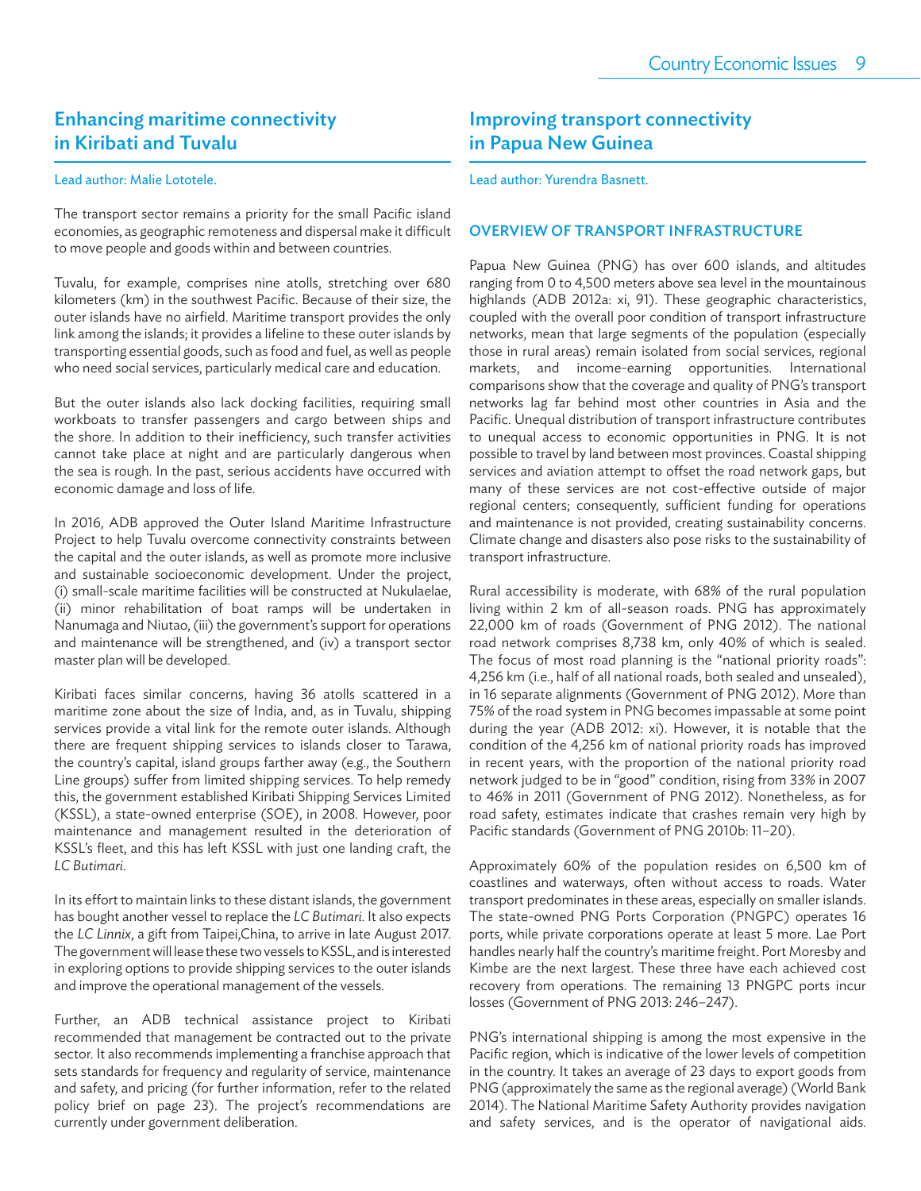## Enhancing maritime connectivity in Kiribati and Tuvalu

Lead author: Malie Lototele.

The transport sector remains a priority for the small Pacific island economies, as geographic remoteness and dispersal make it difficult to move people and goods within and between countries.

Tuvalu, for example, comprises nine atolls, stretching over 680 kilometers (km) in the southwest Pacific. Because of their size, the outer islands have no airfield. Maritime transport provides the only link among the islands; it provides a lifeline to these outer islands by transporting essential goods, such as food and fuel, as well as people who need social services, particularly medical care and education.

But the outer islands also lack docking facilities, requiring small workboats to transfer passengers and cargo between ships and the shore. In addition to their inefficiency, such transfer activities cannot take place at night and are particularly dangerous when the sea is rough. In the past, serious accidents have occurred with economic damage and loss of life.

In 2016, ADB approved the Outer Island Maritime Infrastructure Project to help Tuvalu overcome connectivity constraints between the capital and the outer islands, as well as promote more inclusive and sustainable socioeconomic development. Under the project, (i) small-scale maritime facilities will be constructed at Nukulaelae, (ii) minor rehabilitation of boat ramps will be undertaken in Nanumaga and Niutao, (iii) the government's support for operations and maintenance will be strengthened, and (iv) a transport sector master plan will be developed.

Kiribati faces similar concerns, having 36 atolls scattered in a maritime zone about the size of India, and, as in Tuvalu, shipping services provide a vital link for the remote outer islands. Although there are frequent shipping services to islands closer to Tarawa, the country's capital, island groups farther away (e.g., the Southern Line groups) suffer from limited shipping services. To help remedy this, the government established Kiribati Shipping Services Limited (KSSL), a state-owned enterprise (SOE), in 2008. However, poor maintenance and management resulted in the deterioration of KSSL's fleet, and this has left KSSL with just one landing craft, the *LC Butimari*.

In its effort to maintain links to these distant islands, the government has bought another vessel to replace the *LC Butimari*. It also expects the *LC Linnix*, a gift from Taipei,China, to arrive in late August 2017. The government will lease these two vessels to KSSL, and is interested in exploring options to provide shipping services to the outer islands and improve the operational management of the vessels.

Further, an ADB technical assistance project to Kiribati recommended that management be contracted out to the private sector. It also recommends implementing a franchise approach that sets standards for frequency and regularity of service, maintenance and safety, and pricing (for further information, refer to the related policy brief on page 23). The project's recommendations are currently under government deliberation.

## Improving transport connectivity in Papua New Guinea

Lead author: Yurendra Basnett.

### OVERVIEW OF TRANSPORT INFRASTRUCTURE

Papua New Guinea (PNG) has over 600 islands, and altitudes ranging from 0 to 4,500 meters above sea level in the mountainous highlands (ADB 2012a: xi, 91). These geographic characteristics, coupled with the overall poor condition of transport infrastructure networks, mean that large segments of the population (especially those in rural areas) remain isolated from social services, regional markets, and income-earning opportunities. International comparisons show that the coverage and quality of PNG's transport networks lag far behind most other countries in Asia and the Pacific. Unequal distribution of transport infrastructure contributes to unequal access to economic opportunities in PNG. It is not possible to travel by land between most provinces. Coastal shipping services and aviation attempt to offset the road network gaps, but many of these services are not cost-effective outside of major regional centers; consequently, sufficient funding for operations and maintenance is not provided, creating sustainability concerns. Climate change and disasters also pose risks to the sustainability of transport infrastructure.

Rural accessibility is moderate, with 68% of the rural population living within 2 km of all-season roads. PNG has approximately 22,000 km of roads (Government of PNG 2012). The national road network comprises 8,738 km, only 40% of which is sealed. The focus of most road planning is the "national priority roads": 4,256 km (i.e., half of all national roads, both sealed and unsealed), in 16 separate alignments (Government of PNG 2012). More than 75% of the road system in PNG becomes impassable at some point during the year (ADB 2012: xi). However, it is notable that the condition of the 4,256 km of national priority roads has improved in recent years, with the proportion of the national priority road network judged to be in "good" condition, rising from 33% in 2007 to 46% in 2011 (Government of PNG 2012). Nonetheless, as for road safety, estimates indicate that crashes remain very high by Pacific standards (Government of PNG 2010b: 11–20).

Approximately 60% of the population resides on 6,500 km of coastlines and waterways, often without access to roads. Water transport predominates in these areas, especially on smaller islands. The state-owned PNG Ports Corporation (PNGPC) operates 16 ports, while private corporations operate at least 5 more. Lae Port handles nearly half the country's maritime freight. Port Moresby and Kimbe are the next largest. These three have each achieved cost recovery from operations. The remaining 13 PNGPC ports incur losses (Government of PNG 2013: 246–247).

PNG's international shipping is among the most expensive in the Pacific region, which is indicative of the lower levels of competition in the country. It takes an average of 23 days to export goods from PNG (approximately the same as the regional average) (World Bank 2014). The National Maritime Safety Authority provides navigation and safety services, and is the operator of navigational aids.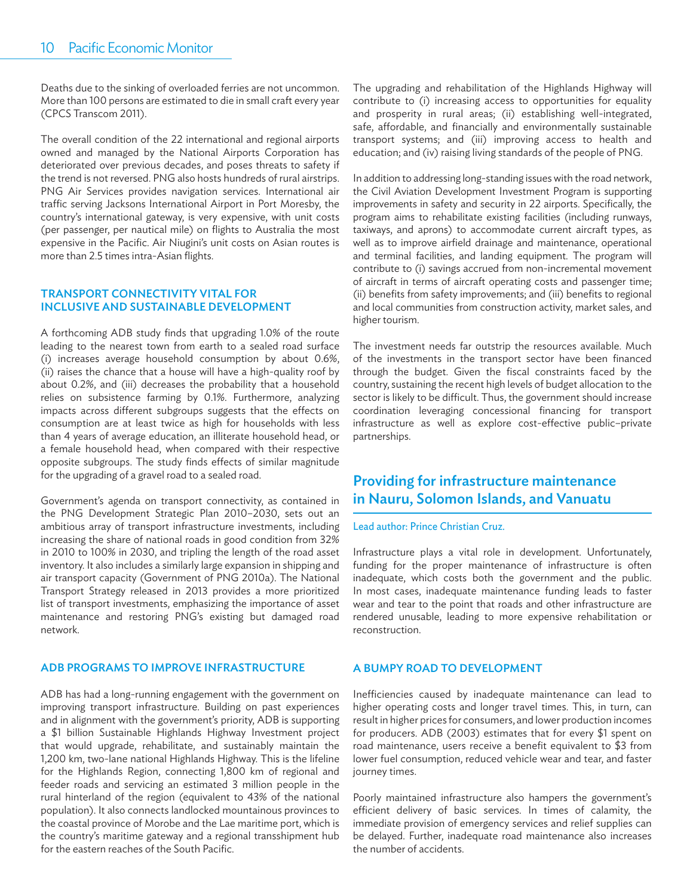Deaths due to the sinking of overloaded ferries are not uncommon. More than 100 persons are estimated to die in small craft every year (CPCS Transcom 2011).

The overall condition of the 22 international and regional airports owned and managed by the National Airports Corporation has deteriorated over previous decades, and poses threats to safety if the trend is not reversed. PNG also hosts hundreds of rural airstrips. PNG Air Services provides navigation services. International air traffic serving Jacksons International Airport in Port Moresby, the country's international gateway, is very expensive, with unit costs (per passenger, per nautical mile) on flights to Australia the most expensive in the Pacific. Air Niugini's unit costs on Asian routes is more than 2.5 times intra-Asian flights.

### TRANSPORT CONNECTIVITY VITAL FOR INCLUSIVE AND SUSTAINABLE DEVELOPMENT

A forthcoming ADB study finds that upgrading 1.0% of the route leading to the nearest town from earth to a sealed road surface (i) increases average household consumption by about 0.6%, (ii) raises the chance that a house will have a high-quality roof by about 0.2%, and (iii) decreases the probability that a household relies on subsistence farming by 0.1%. Furthermore, analyzing impacts across different subgroups suggests that the effects on consumption are at least twice as high for households with less than 4 years of average education, an illiterate household head, or a female household head, when compared with their respective opposite subgroups. The study finds effects of similar magnitude for the upgrading of a gravel road to a sealed road.

Government's agenda on transport connectivity, as contained in the PNG Development Strategic Plan 2010–2030, sets out an ambitious array of transport infrastructure investments, including increasing the share of national roads in good condition from 32% in 2010 to 100% in 2030, and tripling the length of the road asset inventory. It also includes a similarly large expansion in shipping and air transport capacity (Government of PNG 2010a). The National Transport Strategy released in 2013 provides a more prioritized list of transport investments, emphasizing the importance of asset maintenance and restoring PNG's existing but damaged road network.

### ADB PROGRAMS TO IMPROVE INFRASTRUCTURE

ADB has had a long-running engagement with the government on improving transport infrastructure. Building on past experiences and in alignment with the government's priority, ADB is supporting a $1 billion Sustainable Highlands Highway Investment project that would upgrade, rehabilitate, and sustainably maintain the 1,200 km, two-lane national Highlands Highway. This is the lifeline for the Highlands Region, connecting 1,800 km of regional and feeder roads and servicing an estimated 3 million people in the rural hinterland of the region (equivalent to 43% of the national population). It also connects landlocked mountainous provinces to the coastal province of Morobe and the Lae maritime port, which is the country's maritime gateway and a regional transshipment hub for the eastern reaches of the South Pacific.

The upgrading and rehabilitation of the Highlands Highway will contribute to (i) increasing access to opportunities for equality and prosperity in rural areas; (ii) establishing well-integrated, safe, affordable, and financially and environmentally sustainable transport systems; and (iii) improving access to health and education; and (iv) raising living standards of the people of PNG.

In addition to addressing long-standing issues with the road network, the Civil Aviation Development Investment Program is supporting improvements in safety and security in 22 airports. Specifically, the program aims to rehabilitate existing facilities (including runways, taxiways, and aprons) to accommodate current aircraft types, as well as to improve airfield drainage and maintenance, operational and terminal facilities, and landing equipment. The program will contribute to (i) savings accrued from non-incremental movement of aircraft in terms of aircraft operating costs and passenger time; (ii) benefits from safety improvements; and (iii) benefits to regional and local communities from construction activity, market sales, and higher tourism.

The investment needs far outstrip the resources available. Much of the investments in the transport sector have been financed through the budget. Given the fiscal constraints faced by the country, sustaining the recent high levels of budget allocation to the sector is likely to be difficult. Thus, the government should increase coordination leveraging concessional financing for transport infrastructure as well as explore cost-effective public–private partnerships.

## Providing for infrastructure maintenance in Nauru, Solomon Islands, and Vanuatu

Lead author: Prince Christian Cruz.

Infrastructure plays a vital role in development. Unfortunately, funding for the proper maintenance of infrastructure is often inadequate, which costs both the government and the public. In most cases, inadequate maintenance funding leads to faster wear and tear to the point that roads and other infrastructure are rendered unusable, leading to more expensive rehabilitation or reconstruction.

### A BUMPY ROAD TO DEVELOPMENT

Inefficiencies caused by inadequate maintenance can lead to higher operating costs and longer travel times. This, in turn, can result in higher prices for consumers, and lower production incomes for producers. ADB (2003) estimates that for every $1 spent on road maintenance, users receive a benefit equivalent to $3 from lower fuel consumption, reduced vehicle wear and tear, and faster journey times.

Poorly maintained infrastructure also hampers the government's efficient delivery of basic services. In times of calamity, the immediate provision of emergency services and relief supplies can be delayed. Further, inadequate road maintenance also increases the number of accidents.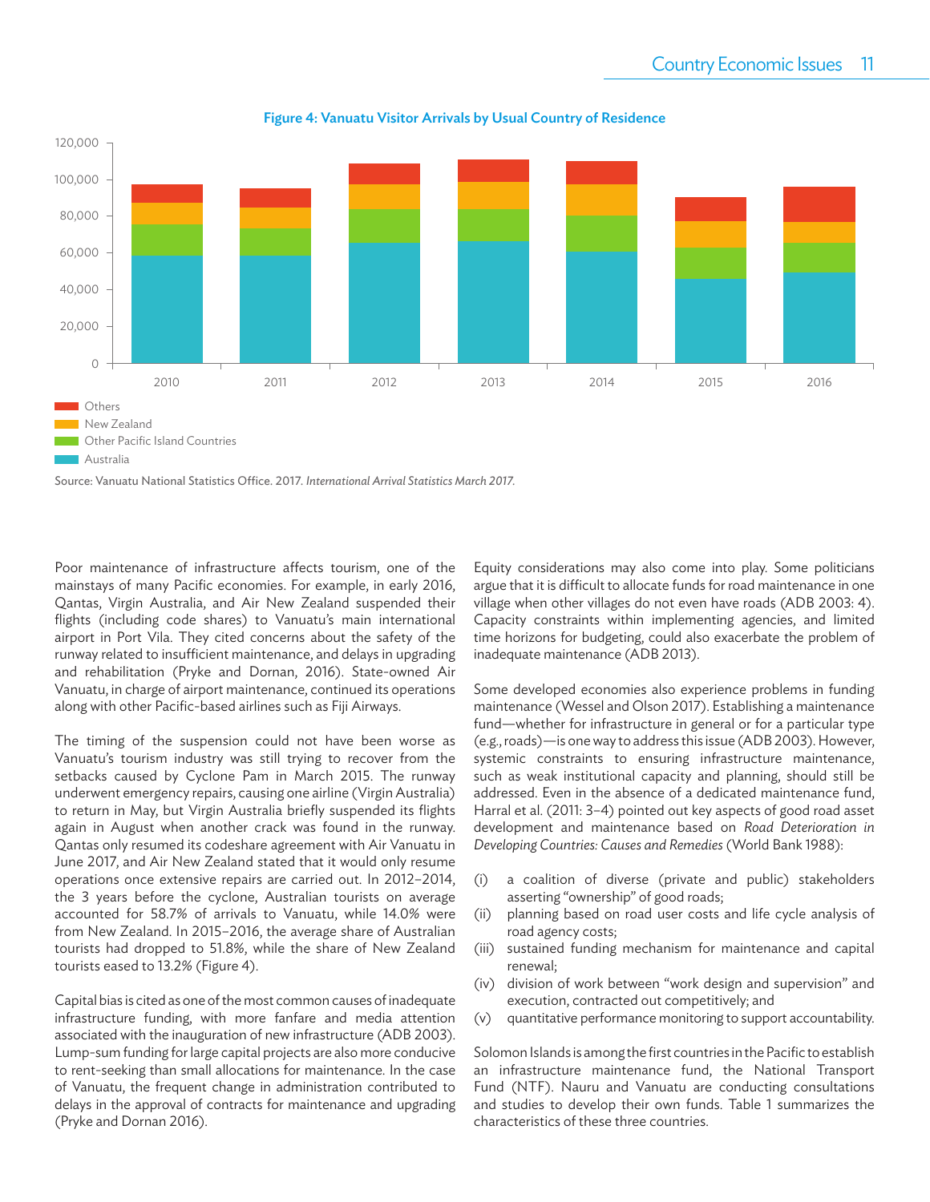**Figure 4: Vanuatu Visitor Arrivals by Usual Country of Residence**

Source: Vanuatu National Statistics Office. 2017. *International Arrival Statistics March 2017.*

Poor maintenance of infrastructure affects tourism, one of the mainstays of many Pacific economies. For example, in early 2016, Qantas, Virgin Australia, and Air New Zealand suspended their flights (including code shares) to Vanuatu's main international airport in Port Vila. They cited concerns about the safety of the runway related to insufficient maintenance, and delays in upgrading and rehabilitation (Pryke and Dornan, 2016). State-owned Air Vanuatu, in charge of airport maintenance, continued its operations along with other Pacific-based airlines such as Fiji Airways.

The timing of the suspension could not have been worse as Vanuatu's tourism industry was still trying to recover from the setbacks caused by Cyclone Pam in March 2015. The runway underwent emergency repairs, causing one airline (Virgin Australia) to return in May, but Virgin Australia briefly suspended its flights again in August when another crack was found in the runway. Qantas only resumed its codeshare agreement with Air Vanuatu in June 2017, and Air New Zealand stated that it would only resume operations once extensive repairs are carried out. In 2012–2014, the 3 years before the cyclone, Australian tourists on average accounted for 58.7% of arrivals to Vanuatu, while 14.0% were from New Zealand. In 2015–2016, the average share of Australian tourists had dropped to 51.8%, while the share of New Zealand tourists eased to 13.2% (Figure 4).

Capital bias is cited as one of the most common causes of inadequate infrastructure funding, with more fanfare and media attention associated with the inauguration of new infrastructure (ADB 2003). Lump-sum funding for large capital projects are also more conducive to rent-seeking than small allocations for maintenance. In the case of Vanuatu, the frequent change in administration contributed to delays in the approval of contracts for maintenance and upgrading (Pryke and Dornan 2016).

Equity considerations may also come into play. Some politicians argue that it is difficult to allocate funds for road maintenance in one village when other villages do not even have roads (ADB 2003: 4). Capacity constraints within implementing agencies, and limited time horizons for budgeting, could also exacerbate the problem of inadequate maintenance (ADB 2013).

Some developed economies also experience problems in funding maintenance (Wessel and Olson 2017). Establishing a maintenance fund—whether for infrastructure in general or for a particular type (e.g., roads)—is one way to address this issue (ADB 2003). However, systemic constraints to ensuring infrastructure maintenance, such as weak institutional capacity and planning, should still be addressed. Even in the absence of a dedicated maintenance fund, Harral et al. (2011: 3–4) pointed out key aspects of good road asset development and maintenance based on *Road Deterioration in Developing Countries: Causes and Remedies* (World Bank 1988):

(i) a coalition of diverse (private and public) stakeholders asserting "ownership" of good roads;
(ii) planning based on road user costs and life cycle analysis of road agency costs;
(iii) sustained funding mechanism for maintenance and capital renewal;
(iv) division of work between "work design and supervision" and execution, contracted out competitively; and
(v) quantitative performance monitoring to support accountability.

Solomon Islands is among the first countries in the Pacific to establish an infrastructure maintenance fund, the National Transport Fund (NTF). Nauru and Vanuatu are conducting consultations and studies to develop their own funds. Table 1 summarizes the characteristics of these three countries.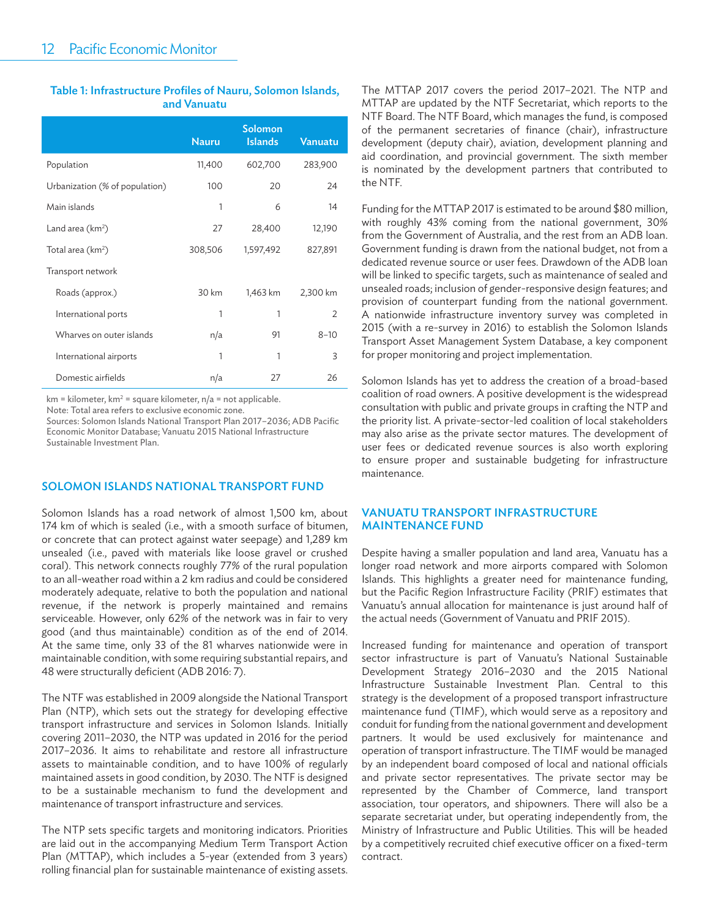**Table 1: Infrastructure Profiles of Nauru, Solomon Islands, and Vanuatu**

| | Nauru | Solomon Islands | Vanuatu |
|---|---|---|---|
| Population | 11,400 | 602,700 | 283,900 |
| Urbanization (% of population) | 100 | 20 | 24 |
| Main islands | 1 | 6 | 14 |
| Land area (km$^2$) | 27 | 28,400 | 12,190 |
| Total area (km$^2$) | 308,506 | 1,597,492 | 827,891 |
| Transport network | | | |
| Roads (approx.) | 30 km | 1,463 km | 2,300 km |
| International ports | 1 | 1 | 2 |
| Wharves on outer islands | n/a | 91 | 8–10 |
| International airports | 1 | 1 | 3 |
| Domestic airfields | n/a | 27 | 26 |

km = kilometer, km$^2$ = square kilometer, n/a = not applicable.
Note: Total area refers to exclusive economic zone.
Sources: Solomon Islands National Transport Plan 2017–2036; ADB Pacific Economic Monitor Database; Vanuatu 2015 National Infrastructure Sustainable Investment Plan.

## SOLOMON ISLANDS NATIONAL TRANSPORT FUND

Solomon Islands has a road network of almost 1,500 km, about 174 km of which is sealed (i.e., with a smooth surface of bitumen, or concrete that can protect against water seepage) and 1,289 km unsealed (i.e., paved with materials like loose gravel or crushed coral). This network connects roughly 77% of the rural population to an all-weather road within a 2 km radius and could be considered moderately adequate, relative to both the population and national revenue, if the network is properly maintained and remains serviceable. However, only 62% of the network was in fair to very good (and thus maintainable) condition as of the end of 2014. At the same time, only 33 of the 81 wharves nationwide were in maintainable condition, with some requiring substantial repairs, and 48 were structurally deficient (ADB 2016: 7).

The NTF was established in 2009 alongside the National Transport Plan (NTP), which sets out the strategy for developing effective transport infrastructure and services in Solomon Islands. Initially covering 2011–2030, the NTP was updated in 2016 for the period 2017–2036. It aims to rehabilitate and restore all infrastructure assets to maintainable condition, and to have 100% of regularly maintained assets in good condition, by 2030. The NTF is designed to be a sustainable mechanism to fund the development and maintenance of transport infrastructure and services.

The NTP sets specific targets and monitoring indicators. Priorities are laid out in the accompanying Medium Term Transport Action Plan (MTTAP), which includes a 5-year (extended from 3 years) rolling financial plan for sustainable maintenance of existing assets. The MTTAP 2017 covers the period 2017–2021. The NTP and MTTAP are updated by the NTF Secretariat, which reports to the NTF Board. The NTF Board, which manages the fund, is composed of the permanent secretaries of finance (chair), infrastructure development (deputy chair), aviation, development planning and aid coordination, and provincial government. The sixth member is nominated by the development partners that contributed to the NTF.

Funding for the MTTAP 2017 is estimated to be around $80 million, with roughly 43% coming from the national government, 30% from the Government of Australia, and the rest from an ADB loan. Government funding is drawn from the national budget, not from a dedicated revenue source or user fees. Drawdown of the ADB loan will be linked to specific targets, such as maintenance of sealed and unsealed roads; inclusion of gender-responsive design features; and provision of counterpart funding from the national government. A nationwide infrastructure inventory survey was completed in 2015 (with a re-survey in 2016) to establish the Solomon Islands Transport Asset Management System Database, a key component for proper monitoring and project implementation.

Solomon Islands has yet to address the creation of a broad-based coalition of road owners. A positive development is the widespread consultation with public and private groups in crafting the NTP and the priority list. A private-sector-led coalition of local stakeholders may also arise as the private sector matures. The development of user fees or dedicated revenue sources is also worth exploring to ensure proper and sustainable budgeting for infrastructure maintenance.

## VANUATU TRANSPORT INFRASTRUCTURE MAINTENANCE FUND

Despite having a smaller population and land area, Vanuatu has a longer road network and more airports compared with Solomon Islands. This highlights a greater need for maintenance funding, but the Pacific Region Infrastructure Facility (PRIF) estimates that Vanuatu's annual allocation for maintenance is just around half of the actual needs (Government of Vanuatu and PRIF 2015).

Increased funding for maintenance and operation of transport sector infrastructure is part of Vanuatu's National Sustainable Development Strategy 2016–2030 and the 2015 National Infrastructure Sustainable Investment Plan. Central to this strategy is the development of a proposed transport infrastructure maintenance fund (TIMF), which would serve as a repository and conduit for funding from the national government and development partners. It would be used exclusively for maintenance and operation of transport infrastructure. The TIMF would be managed by an independent board composed of local and national officials and private sector representatives. The private sector may be represented by the Chamber of Commerce, land transport association, tour operators, and shipowners. There will also be a separate secretariat under, but operating independently from, the Ministry of Infrastructure and Public Utilities. This will be headed by a competitively recruited chief executive officer on a fixed-term contract.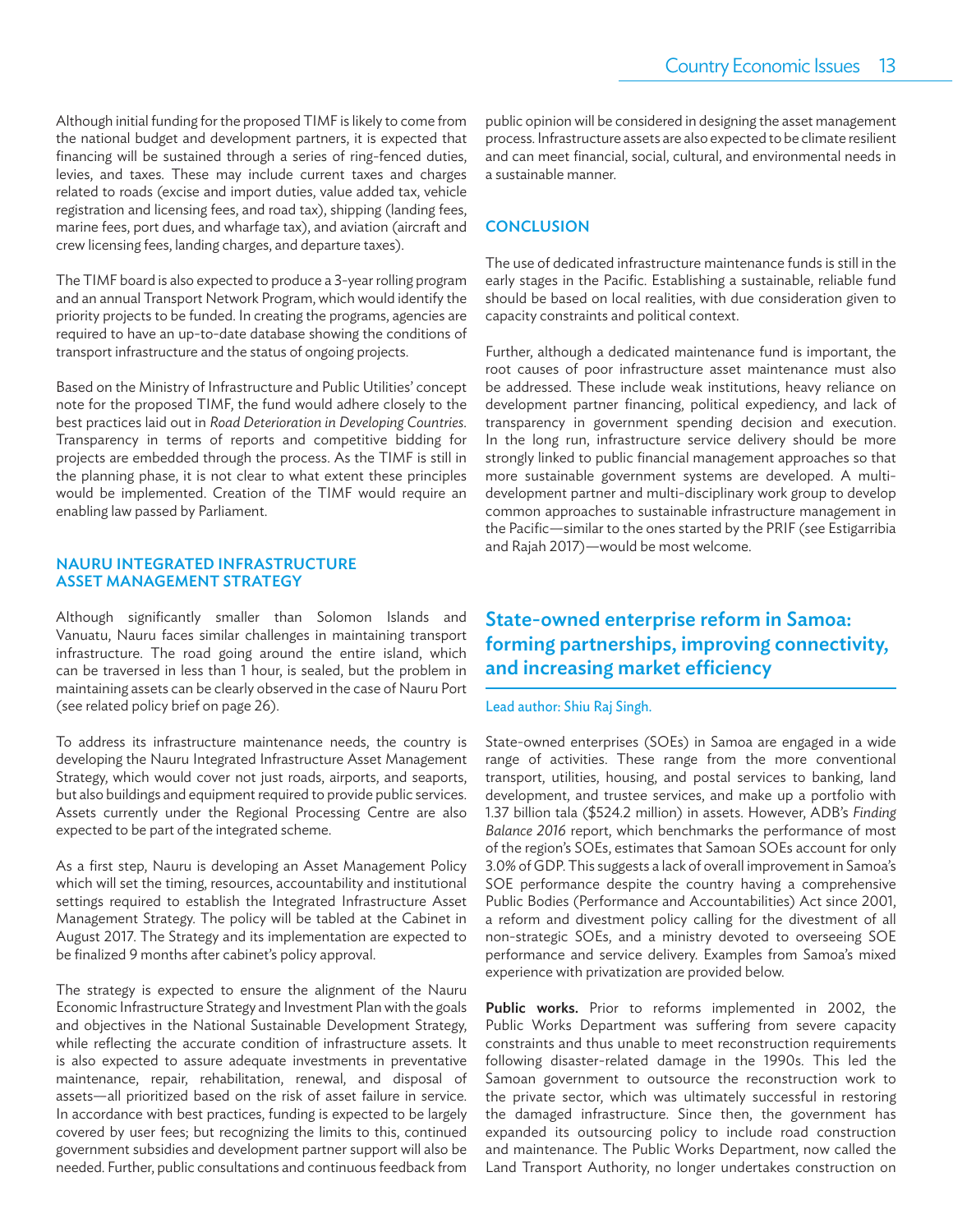Although initial funding for the proposed TIMF is likely to come from the national budget and development partners, it is expected that financing will be sustained through a series of ring-fenced duties, levies, and taxes. These may include current taxes and charges related to roads (excise and import duties, value added tax, vehicle registration and licensing fees, and road tax), shipping (landing fees, marine fees, port dues, and wharfage tax), and aviation (aircraft and crew licensing fees, landing charges, and departure taxes).

The TIMF board is also expected to produce a 3-year rolling program and an annual Transport Network Program, which would identify the priority projects to be funded. In creating the programs, agencies are required to have an up-to-date database showing the conditions of transport infrastructure and the status of ongoing projects.

Based on the Ministry of Infrastructure and Public Utilities' concept note for the proposed TIMF, the fund would adhere closely to the best practices laid out in *Road Deterioration in Developing Countries*. Transparency in terms of reports and competitive bidding for projects are embedded through the process. As the TIMF is still in the planning phase, it is not clear to what extent these principles would be implemented. Creation of the TIMF would require an enabling law passed by Parliament.

### NAURU INTEGRATED INFRASTRUCTURE ASSET MANAGEMENT STRATEGY

Although significantly smaller than Solomon Islands and Vanuatu, Nauru faces similar challenges in maintaining transport infrastructure. The road going around the entire island, which can be traversed in less than 1 hour, is sealed, but the problem in maintaining assets can be clearly observed in the case of Nauru Port (see related policy brief on page 26).

To address its infrastructure maintenance needs, the country is developing the Nauru Integrated Infrastructure Asset Management Strategy, which would cover not just roads, airports, and seaports, but also buildings and equipment required to provide public services. Assets currently under the Regional Processing Centre are also expected to be part of the integrated scheme.

As a first step, Nauru is developing an Asset Management Policy which will set the timing, resources, accountability and institutional settings required to establish the Integrated Infrastructure Asset Management Strategy. The policy will be tabled at the Cabinet in August 2017. The Strategy and its implementation are expected to be finalized 9 months after cabinet's policy approval.

The strategy is expected to ensure the alignment of the Nauru Economic Infrastructure Strategy and Investment Plan with the goals and objectives in the National Sustainable Development Strategy, while reflecting the accurate condition of infrastructure assets. It is also expected to assure adequate investments in preventative maintenance, repair, rehabilitation, renewal, and disposal of assets—all prioritized based on the risk of asset failure in service. In accordance with best practices, funding is expected to be largely covered by user fees; but recognizing the limits to this, continued government subsidies and development partner support will also be needed. Further, public consultations and continuous feedback from public opinion will be considered in designing the asset management process. Infrastructure assets are also expected to be climate resilient and can meet financial, social, cultural, and environmental needs in a sustainable manner.

### CONCLUSION

The use of dedicated infrastructure maintenance funds is still in the early stages in the Pacific. Establishing a sustainable, reliable fund should be based on local realities, with due consideration given to capacity constraints and political context.

Further, although a dedicated maintenance fund is important, the root causes of poor infrastructure asset maintenance must also be addressed. These include weak institutions, heavy reliance on development partner financing, political expediency, and lack of transparency in government spending decision and execution. In the long run, infrastructure service delivery should be more strongly linked to public financial management approaches so that more sustainable government systems are developed. A multi-development partner and multi-disciplinary work group to develop common approaches to sustainable infrastructure management in the Pacific—similar to the ones started by the PRIF (see Estigarribia and Rajah 2017)—would be most welcome.

## State-owned enterprise reform in Samoa: forming partnerships, improving connectivity, and increasing market efficiency

Lead author: Shiu Raj Singh.

State-owned enterprises (SOEs) in Samoa are engaged in a wide range of activities. These range from the more conventional transport, utilities, housing, and postal services to banking, land development, and trustee services, and make up a portfolio with 1.37 billion tala ($524.2 million) in assets. However, ADB's *Finding Balance 2016* report, which benchmarks the performance of most of the region's SOEs, estimates that Samoan SOEs account for only 3.0% of GDP. This suggests a lack of overall improvement in Samoa's SOE performance despite the country having a comprehensive Public Bodies (Performance and Accountabilities) Act since 2001, a reform and divestment policy calling for the divestment of all non-strategic SOEs, and a ministry devoted to overseeing SOE performance and service delivery. Examples from Samoa's mixed experience with privatization are provided below.

**Public works.** Prior to reforms implemented in 2002, the Public Works Department was suffering from severe capacity constraints and thus unable to meet reconstruction requirements following disaster-related damage in the 1990s. This led the Samoan government to outsource the reconstruction work to the private sector, which was ultimately successful in restoring the damaged infrastructure. Since then, the government has expanded its outsourcing policy to include road construction and maintenance. The Public Works Department, now called the Land Transport Authority, no longer undertakes construction on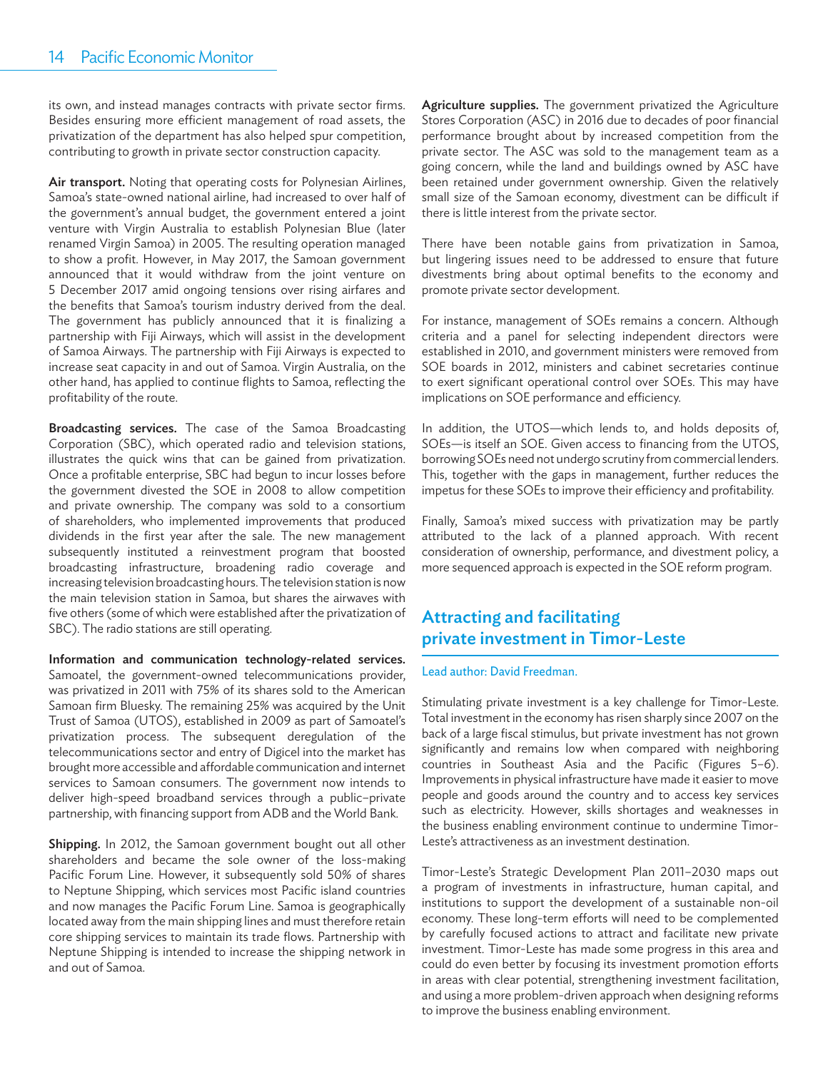its own, and instead manages contracts with private sector firms. Besides ensuring more efficient management of road assets, the privatization of the department has also helped spur competition, contributing to growth in private sector construction capacity.

**Air transport.** Noting that operating costs for Polynesian Airlines, Samoa's state-owned national airline, had increased to over half of the government's annual budget, the government entered a joint venture with Virgin Australia to establish Polynesian Blue (later renamed Virgin Samoa) in 2005. The resulting operation managed to show a profit. However, in May 2017, the Samoan government announced that it would withdraw from the joint venture on 5 December 2017 amid ongoing tensions over rising airfares and the benefits that Samoa's tourism industry derived from the deal. The government has publicly announced that it is finalizing a partnership with Fiji Airways, which will assist in the development of Samoa Airways. The partnership with Fiji Airways is expected to increase seat capacity in and out of Samoa. Virgin Australia, on the other hand, has applied to continue flights to Samoa, reflecting the profitability of the route.

**Broadcasting services.** The case of the Samoa Broadcasting Corporation (SBC), which operated radio and television stations, illustrates the quick wins that can be gained from privatization. Once a profitable enterprise, SBC had begun to incur losses before the government divested the SOE in 2008 to allow competition and private ownership. The company was sold to a consortium of shareholders, who implemented improvements that produced dividends in the first year after the sale. The new management subsequently instituted a reinvestment program that boosted broadcasting infrastructure, broadening radio coverage and increasing television broadcasting hours. The television station is now the main television station in Samoa, but shares the airwaves with five others (some of which were established after the privatization of SBC). The radio stations are still operating.

**Information and communication technology-related services.** Samoatel, the government-owned telecommunications provider, was privatized in 2011 with 75% of its shares sold to the American Samoan firm Bluesky. The remaining 25% was acquired by the Unit Trust of Samoa (UTOS), established in 2009 as part of Samoatel's privatization process. The subsequent deregulation of the telecommunications sector and entry of Digicel into the market has brought more accessible and affordable communication and internet services to Samoan consumers. The government now intends to deliver high-speed broadband services through a public–private partnership, with financing support from ADB and the World Bank.

**Shipping.** In 2012, the Samoan government bought out all other shareholders and became the sole owner of the loss-making Pacific Forum Line. However, it subsequently sold 50% of shares to Neptune Shipping, which services most Pacific island countries and now manages the Pacific Forum Line. Samoa is geographically located away from the main shipping lines and must therefore retain core shipping services to maintain its trade flows. Partnership with Neptune Shipping is intended to increase the shipping network in and out of Samoa.

**Agriculture supplies.** The government privatized the Agriculture Stores Corporation (ASC) in 2016 due to decades of poor financial performance brought about by increased competition from the private sector. The ASC was sold to the management team as a going concern, while the land and buildings owned by ASC have been retained under government ownership. Given the relatively small size of the Samoan economy, divestment can be difficult if there is little interest from the private sector.

There have been notable gains from privatization in Samoa, but lingering issues need to be addressed to ensure that future divestments bring about optimal benefits to the economy and promote private sector development.

For instance, management of SOEs remains a concern. Although criteria and a panel for selecting independent directors were established in 2010, and government ministers were removed from SOE boards in 2012, ministers and cabinet secretaries continue to exert significant operational control over SOEs. This may have implications on SOE performance and efficiency.

In addition, the UTOS—which lends to, and holds deposits of, SOEs—is itself an SOE. Given access to financing from the UTOS, borrowing SOEs need not undergo scrutiny from commercial lenders. This, together with the gaps in management, further reduces the impetus for these SOEs to improve their efficiency and profitability.

Finally, Samoa's mixed success with privatization may be partly attributed to the lack of a planned approach. With recent consideration of ownership, performance, and divestment policy, a more sequenced approach is expected in the SOE reform program.

## Attracting and facilitating private investment in Timor-Leste

Lead author: David Freedman.

Stimulating private investment is a key challenge for Timor-Leste. Total investment in the economy has risen sharply since 2007 on the back of a large fiscal stimulus, but private investment has not grown significantly and remains low when compared with neighboring countries in Southeast Asia and the Pacific (Figures 5–6). Improvements in physical infrastructure have made it easier to move people and goods around the country and to access key services such as electricity. However, skills shortages and weaknesses in the business enabling environment continue to undermine Timor-Leste's attractiveness as an investment destination.

Timor-Leste's Strategic Development Plan 2011–2030 maps out a program of investments in infrastructure, human capital, and institutions to support the development of a sustainable non-oil economy. These long-term efforts will need to be complemented by carefully focused actions to attract and facilitate new private investment. Timor-Leste has made some progress in this area and could do even better by focusing its investment promotion efforts in areas with clear potential, strengthening investment facilitation, and using a more problem-driven approach when designing reforms to improve the business enabling environment.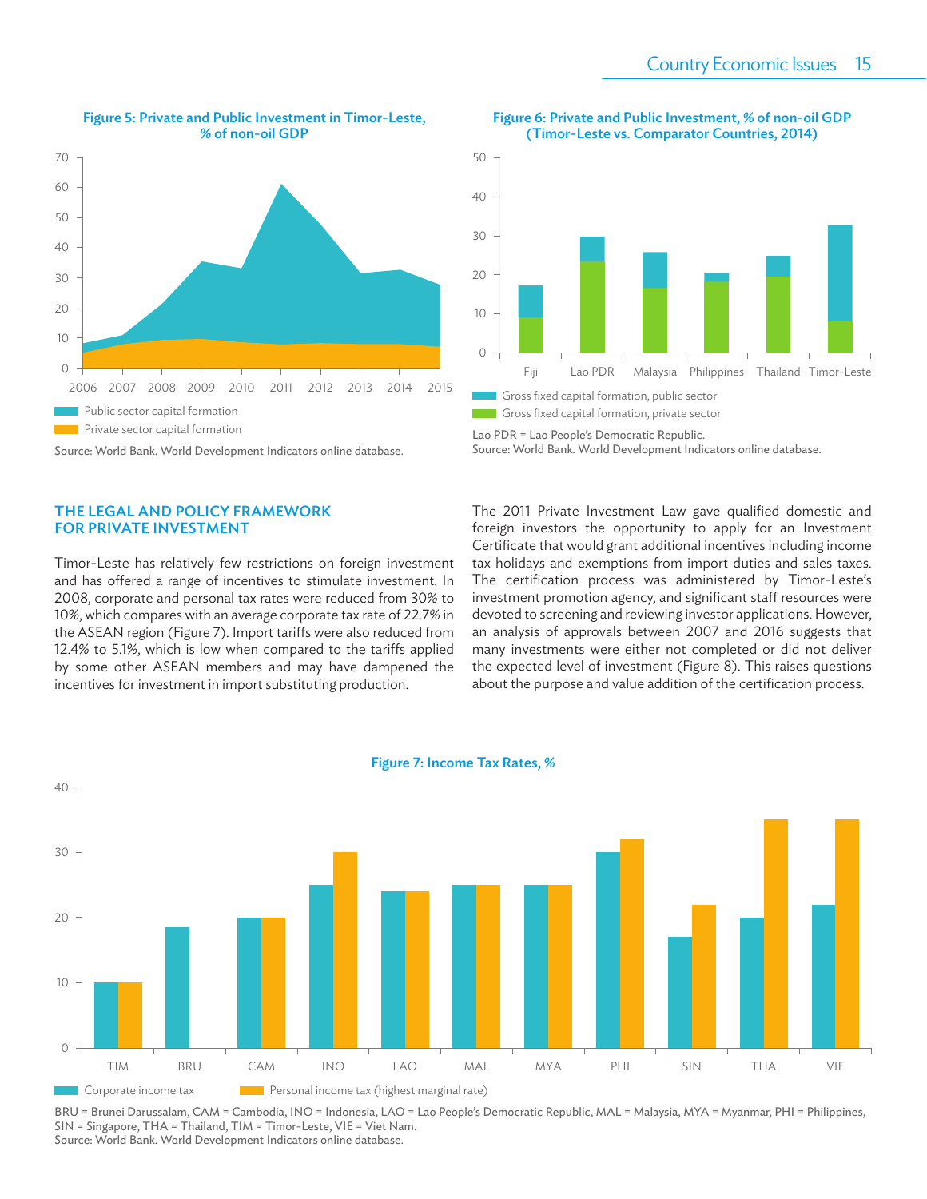**Figure 5: Private and Public Investment in Timor-Leste, % of non-oil GDP**

Public sector capital formation
Private sector capital formation

Source: World Bank. World Development Indicators online database.

**Figure 6: Private and Public Investment, % of non-oil GDP (Timor-Leste vs. Comparator Countries, 2014)**

Gross fixed capital formation, public sector
Gross fixed capital formation, private sector

Lao PDR = Lao People's Democratic Republic.
Source: World Bank. World Development Indicators online database.

## THE LEGAL AND POLICY FRAMEWORK FOR PRIVATE INVESTMENT

Timor-Leste has relatively few restrictions on foreign investment and has offered a range of incentives to stimulate investment. In 2008, corporate and personal tax rates were reduced from 30% to 10%, which compares with an average corporate tax rate of 22.7% in the ASEAN region (Figure 7). Import tariffs were also reduced from 12.4% to 5.1%, which is low when compared to the tariffs applied by some other ASEAN members and may have dampened the incentives for investment in import substituting production.

The 2011 Private Investment Law gave qualified domestic and foreign investors the opportunity to apply for an Investment Certificate that would grant additional incentives including income tax holidays and exemptions from import duties and sales taxes. The certification process was administered by Timor-Leste's investment promotion agency, and significant staff resources were devoted to screening and reviewing investor applications. However, an analysis of approvals between 2007 and 2016 suggests that many investments were either not completed or did not deliver the expected level of investment (Figure 8). This raises questions about the purpose and value addition of the certification process.

**Figure 7: Income Tax Rates, %**

Corporate income tax
Personal income tax (highest marginal rate)

BRU = Brunei Darussalam, CAM = Cambodia, INO = Indonesia, LAO = Lao People's Democratic Republic, MAL = Malaysia, MYA = Myanmar, PHI = Philippines, SIN = Singapore, THA = Thailand, TIM = Timor-Leste, VIE = Viet Nam.
Source: World Bank. World Development Indicators online database.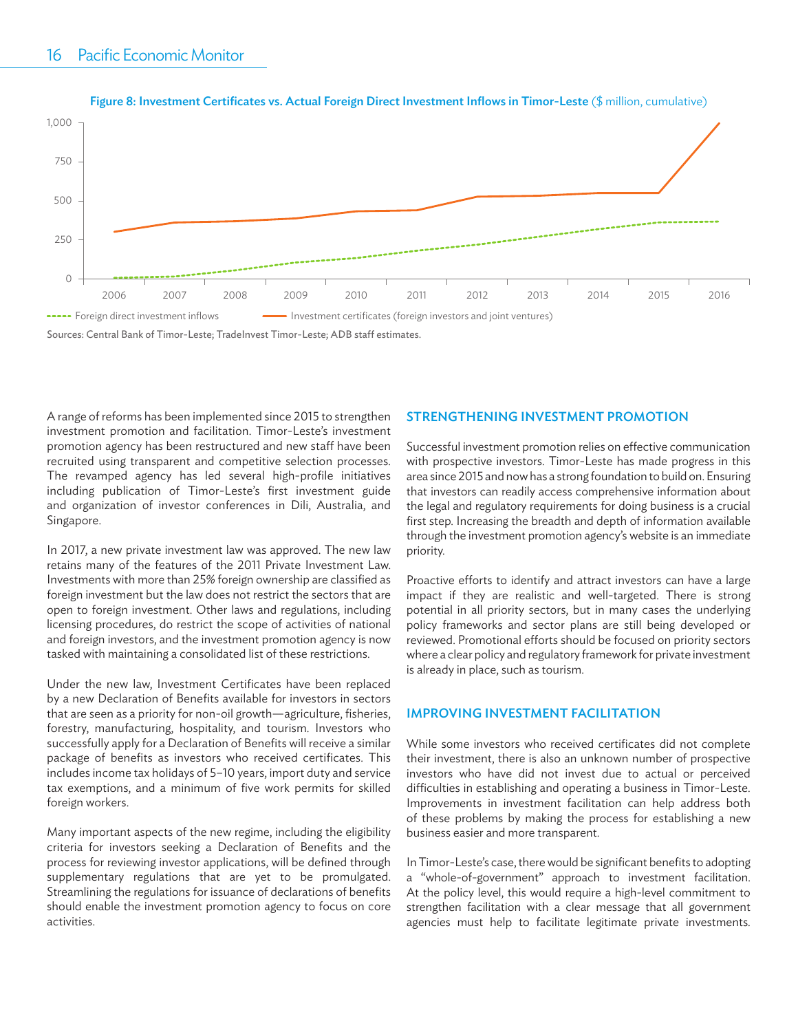**Figure 8: Investment Certificates vs. Actual Foreign Direct Investment Inflows in Timor-Leste** ($ million, cumulative)

Sources: Central Bank of Timor-Leste; TradeInvest Timor-Leste; ADB staff estimates.

A range of reforms has been implemented since 2015 to strengthen investment promotion and facilitation. Timor-Leste's investment promotion agency has been restructured and new staff have been recruited using transparent and competitive selection processes. The revamped agency has led several high-profile initiatives including publication of Timor-Leste's first investment guide and organization of investor conferences in Dili, Australia, and Singapore.

In 2017, a new private investment law was approved. The new law retains many of the features of the 2011 Private Investment Law. Investments with more than 25% foreign ownership are classified as foreign investment but the law does not restrict the sectors that are open to foreign investment. Other laws and regulations, including licensing procedures, do restrict the scope of activities of national and foreign investors, and the investment promotion agency is now tasked with maintaining a consolidated list of these restrictions.

Under the new law, Investment Certificates have been replaced by a new Declaration of Benefits available for investors in sectors that are seen as a priority for non-oil growth—agriculture, fisheries, forestry, manufacturing, hospitality, and tourism. Investors who successfully apply for a Declaration of Benefits will receive a similar package of benefits as investors who received certificates. This includes income tax holidays of 5–10 years, import duty and service tax exemptions, and a minimum of five work permits for skilled foreign workers.

Many important aspects of the new regime, including the eligibility criteria for investors seeking a Declaration of Benefits and the process for reviewing investor applications, will be defined through supplementary regulations that are yet to be promulgated. Streamlining the regulations for issuance of declarations of benefits should enable the investment promotion agency to focus on core activities.

## STRENGTHENING INVESTMENT PROMOTION

Successful investment promotion relies on effective communication with prospective investors. Timor-Leste has made progress in this area since 2015 and now has a strong foundation to build on. Ensuring that investors can readily access comprehensive information about the legal and regulatory requirements for doing business is a crucial first step. Increasing the breadth and depth of information available through the investment promotion agency's website is an immediate priority.

Proactive efforts to identify and attract investors can have a large impact if they are realistic and well-targeted. There is strong potential in all priority sectors, but in many cases the underlying policy frameworks and sector plans are still being developed or reviewed. Promotional efforts should be focused on priority sectors where a clear policy and regulatory framework for private investment is already in place, such as tourism.

## IMPROVING INVESTMENT FACILITATION

While some investors who received certificates did not complete their investment, there is also an unknown number of prospective investors who have did not invest due to actual or perceived difficulties in establishing and operating a business in Timor-Leste. Improvements in investment facilitation can help address both of these problems by making the process for establishing a new business easier and more transparent.

In Timor-Leste's case, there would be significant benefits to adopting a "whole-of-government" approach to investment facilitation. At the policy level, this would require a high-level commitment to strengthen facilitation with a clear message that all government agencies must help to facilitate legitimate private investments.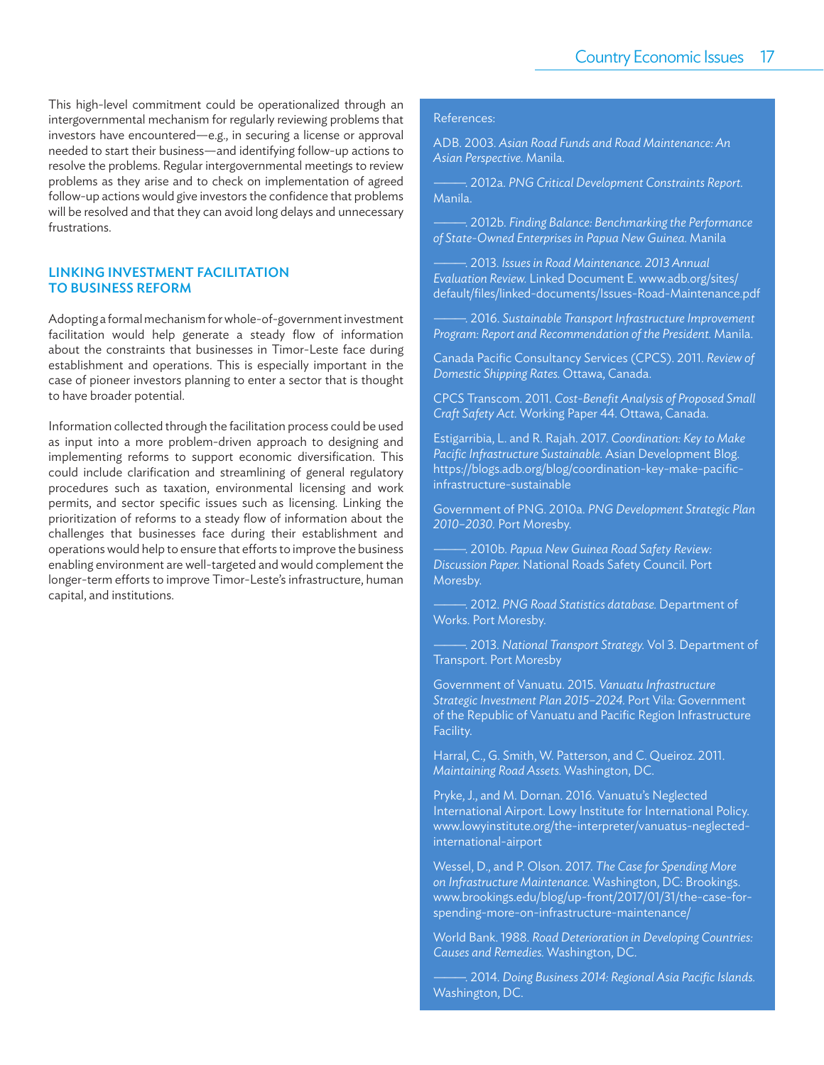This high-level commitment could be operationalized through an intergovernmental mechanism for regularly reviewing problems that investors have encountered—e.g., in securing a license or approval needed to start their business—and identifying follow-up actions to resolve the problems. Regular intergovernmental meetings to review problems as they arise and to check on implementation of agreed follow-up actions would give investors the confidence that problems will be resolved and that they can avoid long delays and unnecessary frustrations.

## LINKING INVESTMENT FACILITATION TO BUSINESS REFORM

Adopting a formal mechanism for whole-of-government investment facilitation would help generate a steady flow of information about the constraints that businesses in Timor-Leste face during establishment and operations. This is especially important in the case of pioneer investors planning to enter a sector that is thought to have broader potential.

Information collected through the facilitation process could be used as input into a more problem-driven approach to designing and implementing reforms to support economic diversification. This could include clarification and streamlining of general regulatory procedures such as taxation, environmental licensing and work permits, and sector specific issues such as licensing. Linking the prioritization of reforms to a steady flow of information about the challenges that businesses face during their establishment and operations would help to ensure that efforts to improve the business enabling environment are well-targeted and would complement the longer-term efforts to improve Timor-Leste's infrastructure, human capital, and institutions.

References:

ADB. 2003. *Asian Road Funds and Road Maintenance: An Asian Perspective.* Manila.

———. 2012a. *PNG Critical Development Constraints Report.* Manila.

———. 2012b. *Finding Balance: Benchmarking the Performance of State-Owned Enterprises in Papua New Guinea.* Manila

———. 2013. *Issues in Road Maintenance. 2013 Annual Evaluation Review.* Linked Document E. www.adb.org/sites/default/files/linked-documents/Issues-Road-Maintenance.pdf

———. 2016. *Sustainable Transport Infrastructure Improvement Program: Report and Recommendation of the President.* Manila.

Canada Pacific Consultancy Services (CPCS). 2011. *Review of Domestic Shipping Rates.* Ottawa, Canada.

CPCS Transcom. 2011. *Cost-Benefit Analysis of Proposed Small Craft Safety Act.* Working Paper 44. Ottawa, Canada.

Estigarribia, L. and R. Rajah. 2017. *Coordination: Key to Make Pacific Infrastructure Sustainable.* Asian Development Blog. https://blogs.adb.org/blog/coordination-key-make-pacific-infrastructure-sustainable

Government of PNG. 2010a. *PNG Development Strategic Plan 2010–2030.* Port Moresby.

———. 2010b. *Papua New Guinea Road Safety Review: Discussion Paper.* National Roads Safety Council. Port Moresby.

———. 2012. *PNG Road Statistics database.* Department of Works. Port Moresby.

———. 2013. *National Transport Strategy.* Vol 3. Department of Transport. Port Moresby

Government of Vanuatu. 2015. *Vanuatu Infrastructure Strategic Investment Plan 2015–2024.* Port Vila: Government of the Republic of Vanuatu and Pacific Region Infrastructure Facility.

Harral, C., G. Smith, W. Patterson, and C. Queiroz. 2011. *Maintaining Road Assets.* Washington, DC.

Pryke, J., and M. Dornan. 2016. Vanuatu's Neglected International Airport. Lowy Institute for International Policy. www.lowyinstitute.org/the-interpreter/vanuatus-neglected-international-airport

Wessel, D., and P. Olson. 2017. *The Case for Spending More on Infrastructure Maintenance.* Washington, DC: Brookings. www.brookings.edu/blog/up-front/2017/01/31/the-case-for-spending-more-on-infrastructure-maintenance/

World Bank. 1988. *Road Deterioration in Developing Countries: Causes and Remedies.* Washington, DC.

———. 2014. *Doing Business 2014: Regional Asia Pacific Islands.* Washington, DC.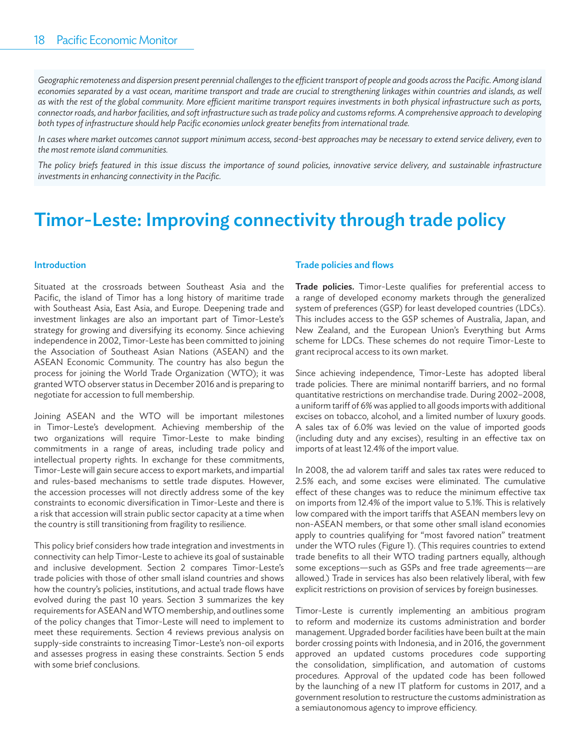*Geographic remoteness and dispersion present perennial challenges to the efficient transport of people and goods across the Pacific. Among island economies separated by a vast ocean, maritime transport and trade are crucial to strengthening linkages within countries and islands, as well as with the rest of the global community. More efficient maritime transport requires investments in both physical infrastructure such as ports, connector roads, and harbor facilities, and soft infrastructure such as trade policy and customs reforms. A comprehensive approach to developing both types of infrastructure should help Pacific economies unlock greater benefits from international trade.*

*In cases where market outcomes cannot support minimum access, second-best approaches may be necessary to extend service delivery, even to the most remote island communities.*

*The policy briefs featured in this issue discuss the importance of sound policies, innovative service delivery, and sustainable infrastructure investments in enhancing connectivity in the Pacific.*

# Timor-Leste: Improving connectivity through trade policy

### Introduction

Situated at the crossroads between Southeast Asia and the Pacific, the island of Timor has a long history of maritime trade with Southeast Asia, East Asia, and Europe. Deepening trade and investment linkages are also an important part of Timor-Leste's strategy for growing and diversifying its economy. Since achieving independence in 2002, Timor-Leste has been committed to joining the Association of Southeast Asian Nations (ASEAN) and the ASEAN Economic Community. The country has also begun the process for joining the World Trade Organization (WTO); it was granted WTO observer status in December 2016 and is preparing to negotiate for accession to full membership.

Joining ASEAN and the WTO will be important milestones in Timor-Leste's development. Achieving membership of the two organizations will require Timor-Leste to make binding commitments in a range of areas, including trade policy and intellectual property rights. In exchange for these commitments, Timor-Leste will gain secure access to export markets, and impartial and rules-based mechanisms to settle trade disputes. However, the accession processes will not directly address some of the key constraints to economic diversification in Timor-Leste and there is a risk that accession will strain public sector capacity at a time when the country is still transitioning from fragility to resilience.

This policy brief considers how trade integration and investments in connectivity can help Timor-Leste to achieve its goal of sustainable and inclusive development. Section 2 compares Timor-Leste's trade policies with those of other small island countries and shows how the country's policies, institutions, and actual trade flows have evolved during the past 10 years. Section 3 summarizes the key requirements for ASEAN and WTO membership, and outlines some of the policy changes that Timor-Leste will need to implement to meet these requirements. Section 4 reviews previous analysis on supply-side constraints to increasing Timor-Leste's non-oil exports and assesses progress in easing these constraints. Section 5 ends with some brief conclusions.

### Trade policies and flows

**Trade policies.** Timor-Leste qualifies for preferential access to a range of developed economy markets through the generalized system of preferences (GSP) for least developed countries (LDCs). This includes access to the GSP schemes of Australia, Japan, and New Zealand, and the European Union's Everything but Arms scheme for LDCs. These schemes do not require Timor-Leste to grant reciprocal access to its own market.

Since achieving independence, Timor-Leste has adopted liberal trade policies. There are minimal nontariff barriers, and no formal quantitative restrictions on merchandise trade. During 2002–2008, a uniform tariff of 6% was applied to all goods imports with additional excises on tobacco, alcohol, and a limited number of luxury goods. A sales tax of 6.0% was levied on the value of imported goods (including duty and any excises), resulting in an effective tax on imports of at least 12.4% of the import value.

In 2008, the ad valorem tariff and sales tax rates were reduced to 2.5% each, and some excises were eliminated. The cumulative effect of these changes was to reduce the minimum effective tax on imports from 12.4% of the import value to 5.1%. This is relatively low compared with the import tariffs that ASEAN members levy on non-ASEAN members, or that some other small island economies apply to countries qualifying for "most favored nation" treatment under the WTO rules (Figure 1). (This requires countries to extend trade benefits to all their WTO trading partners equally, although some exceptions—such as GSPs and free trade agreements—are allowed.) Trade in services has also been relatively liberal, with few explicit restrictions on provision of services by foreign businesses.

Timor-Leste is currently implementing an ambitious program to reform and modernize its customs administration and border management. Upgraded border facilities have been built at the main border crossing points with Indonesia, and in 2016, the government approved an updated customs procedures code supporting the consolidation, simplification, and automation of customs procedures. Approval of the updated code has been followed by the launching of a new IT platform for customs in 2017, and a government resolution to restructure the customs administration as a semiautonomous agency to improve efficiency.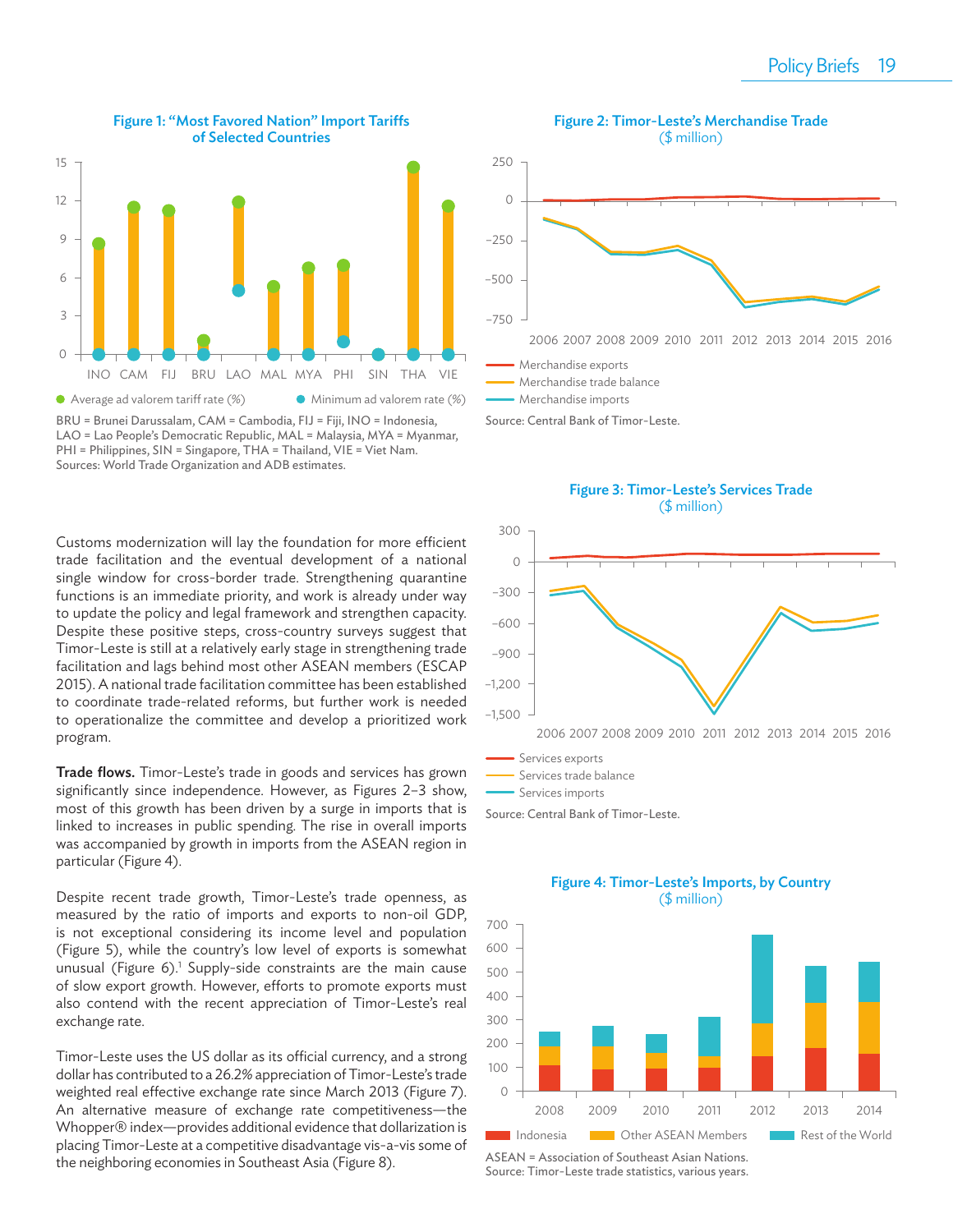**Figure 1: "Most Favored Nation" Import Tariffs of Selected Countries**

BRU = Brunei Darussalam, CAM = Cambodia, FIJ = Fiji, INO = Indonesia, LAO = Lao People's Democratic Republic, MAL = Malaysia, MYA = Myanmar, PHI = Philippines, SIN = Singapore, THA = Thailand, VIE = Viet Nam.
Sources: World Trade Organization and ADB estimates.

**Figure 2: Timor-Leste's Merchandise Trade** ($ million)

Source: Central Bank of Timor-Leste.

**Figure 3: Timor-Leste's Services Trade** ($ million)

Source: Central Bank of Timor-Leste.

**Figure 4: Timor-Leste's Imports, by Country** ($ million)

ASEAN = Association of Southeast Asian Nations.
Source: Timor-Leste trade statistics, various years.

Customs modernization will lay the foundation for more efficient trade facilitation and the eventual development of a national single window for cross-border trade. Strengthening quarantine functions is an immediate priority, and work is already under way to update the policy and legal framework and strengthen capacity. Despite these positive steps, cross-country surveys suggest that Timor-Leste is still at a relatively early stage in strengthening trade facilitation and lags behind most other ASEAN members (ESCAP 2015). A national trade facilitation committee has been established to coordinate trade-related reforms, but further work is needed to operationalize the committee and develop a prioritized work program.

**Trade flows.** Timor-Leste's trade in goods and services has grown significantly since independence. However, as Figures 2–3 show, most of this growth has been driven by a surge in imports that is linked to increases in public spending. The rise in overall imports was accompanied by growth in imports from the ASEAN region in particular (Figure 4).

Despite recent trade growth, Timor-Leste's trade openness, as measured by the ratio of imports and exports to non-oil GDP, is not exceptional considering its income level and population (Figure 5), while the country's low level of exports is somewhat unusual (Figure 6).[1] Supply-side constraints are the main cause of slow export growth. However, efforts to promote exports must also contend with the recent appreciation of Timor-Leste's real exchange rate.

Timor-Leste uses the US dollar as its official currency, and a strong dollar has contributed to a 26.2% appreciation of Timor-Leste's trade weighted real effective exchange rate since March 2013 (Figure 7). An alternative measure of exchange rate competitiveness—the Whopper® index—provides additional evidence that dollarization is placing Timor-Leste at a competitive disadvantage vis-a-vis some of the neighboring economies in Southeast Asia (Figure 8).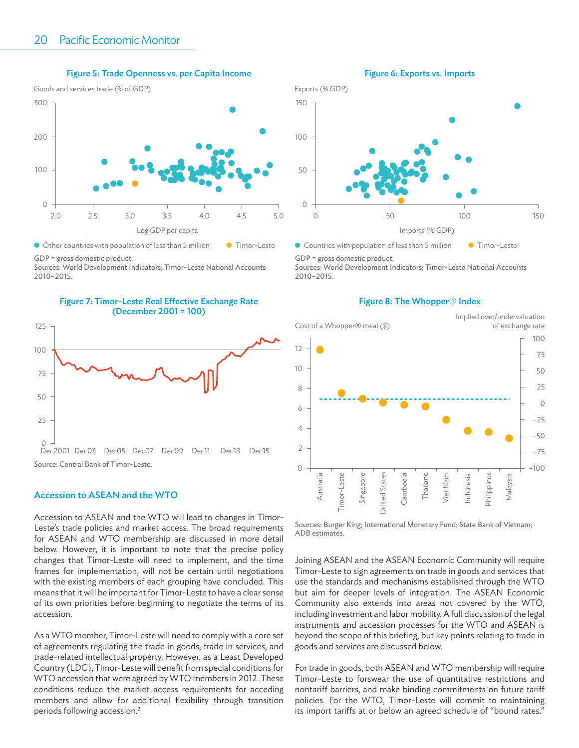**Figure 5: Trade Openness vs. per Capita Income**

Goods and services trade (% of GDP)

Log GDP per capita

● Other countries with population of less than 5 million ● Timor-Leste

GDP = gross domestic product.
Sources: World Development Indicators; Timor-Leste National Accounts 2010–2015.

**Figure 6: Exports vs. Imports**

Exports (% GDP)

Imports (% GDP)

● Countries with population of less than 5 million ● Timor-Leste

GDP = gross domestic product.
Sources: World Development Indicators; Timor-Leste National Accounts 2010–2015.

**Figure 7: Timor-Leste Real Effective Exchange Rate (December 2001 = 100)**

Source: Central Bank of Timor-Leste.

**Figure 8: The Whopper® Index**

Cost of a Whopper® meal ($)

Implied over/undervaluation of exchange rate

Sources: Burger King; International Monetary Fund; State Bank of Vietnam; ADB estimates.

## Accession to ASEAN and the WTO

Accession to ASEAN and the WTO will lead to changes in Timor-Leste's trade policies and market access. The broad requirements for ASEAN and WTO membership are discussed in more detail below. However, it is important to note that the precise policy changes that Timor-Leste will need to implement, and the time frames for implementation, will not be certain until negotiations with the existing members of each grouping have concluded. This means that it will be important for Timor-Leste to have a clear sense of its own priorities before beginning to negotiate the terms of its accession.

As a WTO member, Timor-Leste will need to comply with a core set of agreements regulating the trade in goods, trade in services, and trade-related intellectual property. However, as a Least Developed Country (LDC), Timor-Leste will benefit from special conditions for WTO accession that were agreed by WTO members in 2012. These conditions reduce the market access requirements for acceding members and allow for additional flexibility through transition periods following accession.[2]

Joining ASEAN and the ASEAN Economic Community will require Timor-Leste to sign agreements on trade in goods and services that use the standards and mechanisms established through the WTO but aim for deeper levels of integration. The ASEAN Economic Community also extends into areas not covered by the WTO, including investment and labor mobility. A full discussion of the legal instruments and accession processes for the WTO and ASEAN is beyond the scope of this briefing, but key points relating to trade in goods and services are discussed below.

For trade in goods, both ASEAN and WTO membership will require Timor-Leste to forswear the use of quantitative restrictions and nontariff barriers, and make binding commitments on future tariff policies. For the WTO, Timor-Leste will commit to maintaining its import tariffs at or below an agreed schedule of "bound rates."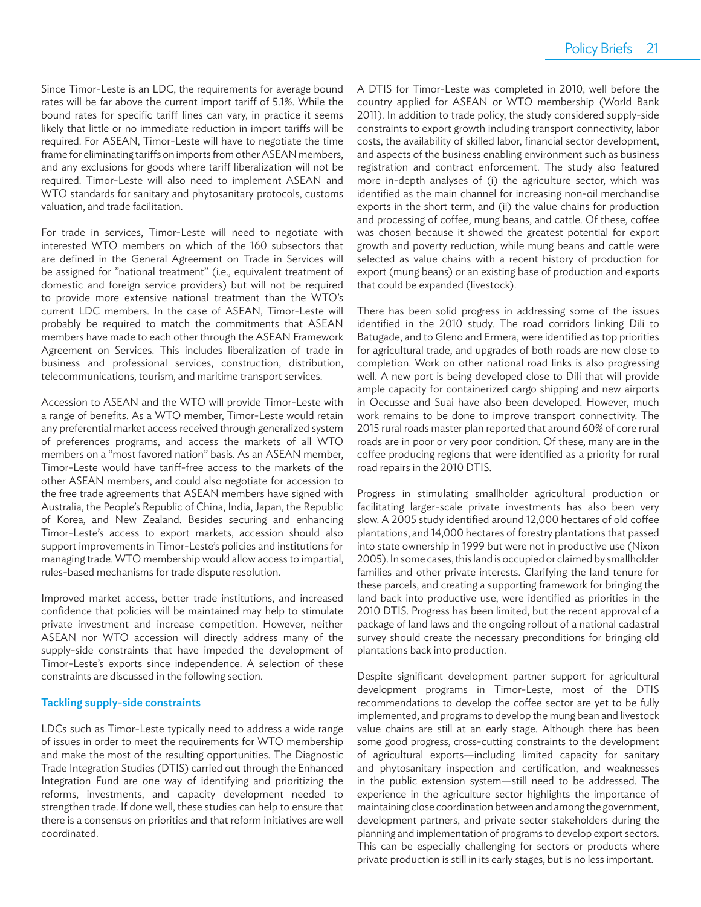Since Timor-Leste is an LDC, the requirements for average bound rates will be far above the current import tariff of 5.1%. While the bound rates for specific tariff lines can vary, in practice it seems likely that little or no immediate reduction in import tariffs will be required. For ASEAN, Timor-Leste will have to negotiate the time frame for eliminating tariffs on imports from other ASEAN members, and any exclusions for goods where tariff liberalization will not be required. Timor-Leste will also need to implement ASEAN and WTO standards for sanitary and phytosanitary protocols, customs valuation, and trade facilitation.

For trade in services, Timor-Leste will need to negotiate with interested WTO members on which of the 160 subsectors that are defined in the General Agreement on Trade in Services will be assigned for "national treatment" (i.e., equivalent treatment of domestic and foreign service providers) but will not be required to provide more extensive national treatment than the WTO's current LDC members. In the case of ASEAN, Timor-Leste will probably be required to match the commitments that ASEAN members have made to each other through the ASEAN Framework Agreement on Services. This includes liberalization of trade in business and professional services, construction, distribution, telecommunications, tourism, and maritime transport services.

Accession to ASEAN and the WTO will provide Timor-Leste with a range of benefits. As a WTO member, Timor-Leste would retain any preferential market access received through generalized system of preferences programs, and access the markets of all WTO members on a "most favored nation" basis. As an ASEAN member, Timor-Leste would have tariff-free access to the markets of the other ASEAN members, and could also negotiate for accession to the free trade agreements that ASEAN members have signed with Australia, the People's Republic of China, India, Japan, the Republic of Korea, and New Zealand. Besides securing and enhancing Timor-Leste's access to export markets, accession should also support improvements in Timor-Leste's policies and institutions for managing trade. WTO membership would allow access to impartial, rules-based mechanisms for trade dispute resolution.

Improved market access, better trade institutions, and increased confidence that policies will be maintained may help to stimulate private investment and increase competition. However, neither ASEAN nor WTO accession will directly address many of the supply-side constraints that have impeded the development of Timor-Leste's exports since independence. A selection of these constraints are discussed in the following section.

## Tackling supply-side constraints

LDCs such as Timor-Leste typically need to address a wide range of issues in order to meet the requirements for WTO membership and make the most of the resulting opportunities. The Diagnostic Trade Integration Studies (DTIS) carried out through the Enhanced Integration Fund are one way of identifying and prioritizing the reforms, investments, and capacity development needed to strengthen trade. If done well, these studies can help to ensure that there is a consensus on priorities and that reform initiatives are well coordinated.

A DTIS for Timor-Leste was completed in 2010, well before the country applied for ASEAN or WTO membership (World Bank 2011). In addition to trade policy, the study considered supply-side constraints to export growth including transport connectivity, labor costs, the availability of skilled labor, financial sector development, and aspects of the business enabling environment such as business registration and contract enforcement. The study also featured more in-depth analyses of (i) the agriculture sector, which was identified as the main channel for increasing non-oil merchandise exports in the short term, and (ii) the value chains for production and processing of coffee, mung beans, and cattle. Of these, coffee was chosen because it showed the greatest potential for export growth and poverty reduction, while mung beans and cattle were selected as value chains with a recent history of production for export (mung beans) or an existing base of production and exports that could be expanded (livestock).

There has been solid progress in addressing some of the issues identified in the 2010 study. The road corridors linking Dili to Batugade, and to Gleno and Ermera, were identified as top priorities for agricultural trade, and upgrades of both roads are now close to completion. Work on other national road links is also progressing well. A new port is being developed close to Dili that will provide ample capacity for containerized cargo shipping and new airports in Oecusse and Suai have also been developed. However, much work remains to be done to improve transport connectivity. The 2015 rural roads master plan reported that around 60% of core rural roads are in poor or very poor condition. Of these, many are in the coffee producing regions that were identified as a priority for rural road repairs in the 2010 DTIS.

Progress in stimulating smallholder agricultural production or facilitating larger-scale private investments has also been very slow. A 2005 study identified around 12,000 hectares of old coffee plantations, and 14,000 hectares of forestry plantations that passed into state ownership in 1999 but were not in productive use (Nixon 2005). In some cases, this land is occupied or claimed by smallholder families and other private interests. Clarifying the land tenure for these parcels, and creating a supporting framework for bringing the land back into productive use, were identified as priorities in the 2010 DTIS. Progress has been limited, but the recent approval of a package of land laws and the ongoing rollout of a national cadastral survey should create the necessary preconditions for bringing old plantations back into production.

Despite significant development partner support for agricultural development programs in Timor-Leste, most of the DTIS recommendations to develop the coffee sector are yet to be fully implemented, and programs to develop the mung bean and livestock value chains are still at an early stage. Although there has been some good progress, cross-cutting constraints to the development of agricultural exports—including limited capacity for sanitary and phytosanitary inspection and certification, and weaknesses in the public extension system—still need to be addressed. The experience in the agriculture sector highlights the importance of maintaining close coordination between and among the government, development partners, and private sector stakeholders during the planning and implementation of programs to develop export sectors. This can be especially challenging for sectors or products where private production is still in its early stages, but is no less important.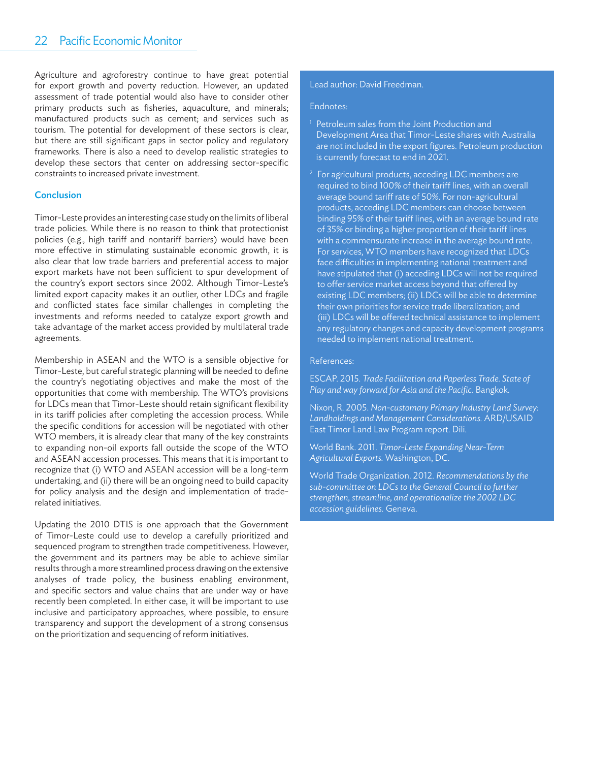Agriculture and agroforestry continue to have great potential for export growth and poverty reduction. However, an updated assessment of trade potential would also have to consider other primary products such as fisheries, aquaculture, and minerals; manufactured products such as cement; and services such as tourism. The potential for development of these sectors is clear, but there are still significant gaps in sector policy and regulatory frameworks. There is also a need to develop realistic strategies to develop these sectors that center on addressing sector-specific constraints to increased private investment.

## Conclusion

Timor-Leste provides an interesting case study on the limits of liberal trade policies. While there is no reason to think that protectionist policies (e.g., high tariff and nontariff barriers) would have been more effective in stimulating sustainable economic growth, it is also clear that low trade barriers and preferential access to major export markets have not been sufficient to spur development of the country's export sectors since 2002. Although Timor-Leste's limited export capacity makes it an outlier, other LDCs and fragile and conflicted states face similar challenges in completing the investments and reforms needed to catalyze export growth and take advantage of the market access provided by multilateral trade agreements.

Membership in ASEAN and the WTO is a sensible objective for Timor-Leste, but careful strategic planning will be needed to define the country's negotiating objectives and make the most of the opportunities that come with membership. The WTO's provisions for LDCs mean that Timor-Leste should retain significant flexibility in its tariff policies after completing the accession process. While the specific conditions for accession will be negotiated with other WTO members, it is already clear that many of the key constraints to expanding non-oil exports fall outside the scope of the WTO and ASEAN accession processes. This means that it is important to recognize that (i) WTO and ASEAN accession will be a long-term undertaking, and (ii) there will be an ongoing need to build capacity for policy analysis and the design and implementation of trade-related initiatives.

Updating the 2010 DTIS is one approach that the Government of Timor-Leste could use to develop a carefully prioritized and sequenced program to strengthen trade competitiveness. However, the government and its partners may be able to achieve similar results through a more streamlined process drawing on the extensive analyses of trade policy, the business enabling environment, and specific sectors and value chains that are under way or have recently been completed. In either case, it will be important to use inclusive and participatory approaches, where possible, to ensure transparency and support the development of a strong consensus on the prioritization and sequencing of reform initiatives.

Lead author: David Freedman.

Endnotes:

[1] Petroleum sales from the Joint Production and Development Area that Timor-Leste shares with Australia are not included in the export figures. Petroleum production is currently forecast to end in 2021.

[2] For agricultural products, acceding LDC members are required to bind 100% of their tariff lines, with an overall average bound tariff rate of 50%. For non-agricultural products, acceding LDC members can choose between binding 95% of their tariff lines, with an average bound rate of 35% or binding a higher proportion of their tariff lines with a commensurate increase in the average bound rate. For services, WTO members have recognized that LDCs face difficulties in implementing national treatment and have stipulated that (i) acceding LDCs will not be required to offer service market access beyond that offered by existing LDC members; (ii) LDCs will be able to determine their own priorities for service trade liberalization; and (iii) LDCs will be offered technical assistance to implement any regulatory changes and capacity development programs needed to implement national treatment.

References:

ESCAP. 2015. *Trade Facilitation and Paperless Trade. State of Play and way forward for Asia and the Pacific.* Bangkok.

Nixon, R. 2005. *Non-customary Primary Industry Land Survey: Landholdings and Management Considerations.* ARD/USAID East Timor Land Law Program report. Dili.

World Bank. 2011. *Timor-Leste Expanding Near-Term Agricultural Exports.* Washington, DC.

World Trade Organization. 2012. *Recommendations by the sub-committee on LDCs to the General Council to further strengthen, streamline, and operationalize the 2002 LDC accession guidelines.* Geneva.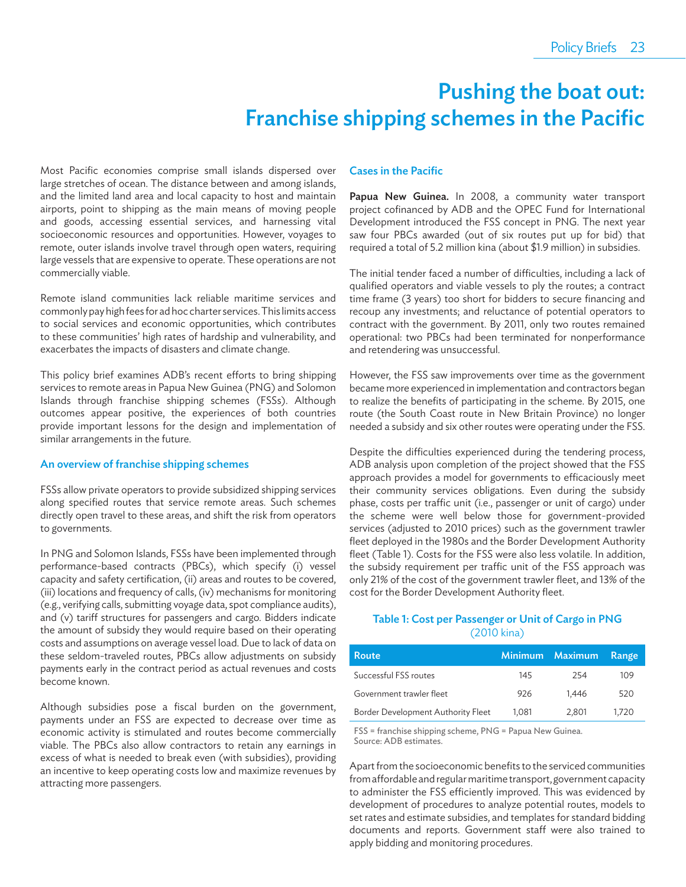# Pushing the boat out: Franchise shipping schemes in the Pacific

Most Pacific economies comprise small islands dispersed over large stretches of ocean. The distance between and among islands, and the limited land area and local capacity to host and maintain airports, point to shipping as the main means of moving people and goods, accessing essential services, and harnessing vital socioeconomic resources and opportunities. However, voyages to remote, outer islands involve travel through open waters, requiring large vessels that are expensive to operate. These operations are not commercially viable.

Remote island communities lack reliable maritime services and commonly pay high fees for ad hoc charter services. This limits access to social services and economic opportunities, which contributes to these communities' high rates of hardship and vulnerability, and exacerbates the impacts of disasters and climate change.

This policy brief examines ADB's recent efforts to bring shipping services to remote areas in Papua New Guinea (PNG) and Solomon Islands through franchise shipping schemes (FSSs). Although outcomes appear positive, the experiences of both countries provide important lessons for the design and implementation of similar arrangements in the future.

## An overview of franchise shipping schemes

FSSs allow private operators to provide subsidized shipping services along specified routes that service remote areas. Such schemes directly open travel to these areas, and shift the risk from operators to governments.

In PNG and Solomon Islands, FSSs have been implemented through performance-based contracts (PBCs), which specify (i) vessel capacity and safety certification, (ii) areas and routes to be covered, (iii) locations and frequency of calls, (iv) mechanisms for monitoring (e.g., verifying calls, submitting voyage data, spot compliance audits), and (v) tariff structures for passengers and cargo. Bidders indicate the amount of subsidy they would require based on their operating costs and assumptions on average vessel load. Due to lack of data on these seldom-traveled routes, PBCs allow adjustments on subsidy payments early in the contract period as actual revenues and costs become known.

Although subsidies pose a fiscal burden on the government, payments under an FSS are expected to decrease over time as economic activity is stimulated and routes become commercially viable. The PBCs also allow contractors to retain any earnings in excess of what is needed to break even (with subsidies), providing an incentive to keep operating costs low and maximize revenues by attracting more passengers.

## Cases in the Pacific

**Papua New Guinea.** In 2008, a community water transport project cofinanced by ADB and the OPEC Fund for International Development introduced the FSS concept in PNG. The next year saw four PBCs awarded (out of six routes put up for bid) that required a total of 5.2 million kina (about $1.9 million) in subsidies.

The initial tender faced a number of difficulties, including a lack of qualified operators and viable vessels to ply the routes; a contract time frame (3 years) too short for bidders to secure financing and recoup any investments; and reluctance of potential operators to contract with the government. By 2011, only two routes remained operational: two PBCs had been terminated for nonperformance and retendering was unsuccessful.

However, the FSS saw improvements over time as the government became more experienced in implementation and contractors began to realize the benefits of participating in the scheme. By 2015, one route (the South Coast route in New Britain Province) no longer needed a subsidy and six other routes were operating under the FSS.

Despite the difficulties experienced during the tendering process, ADB analysis upon completion of the project showed that the FSS approach provides a model for governments to efficaciously meet their community services obligations. Even during the subsidy phase, costs per traffic unit (i.e., passenger or unit of cargo) under the scheme were well below those for government-provided services (adjusted to 2010 prices) such as the government trawler fleet deployed in the 1980s and the Border Development Authority fleet (Table 1). Costs for the FSS were also less volatile. In addition, the subsidy requirement per traffic unit of the FSS approach was only 21% of the cost of the government trawler fleet, and 13% of the cost for the Border Development Authority fleet.

**Table 1: Cost per Passenger or Unit of Cargo in PNG**
(2010 kina)

| Route | Minimum | Maximum | Range |
|---|---|---|---|
| Successful FSS routes | 145 | 254 | 109 |
| Government trawler fleet | 926 | 1,446 | 520 |
| Border Development Authority Fleet | 1,081 | 2,801 | 1,720 |

FSS = franchise shipping scheme, PNG = Papua New Guinea.
Source: ADB estimates.

Apart from the socioeconomic benefits to the serviced communities from affordable and regular maritime transport, government capacity to administer the FSS efficiently improved. This was evidenced by development of procedures to analyze potential routes, models to set rates and estimate subsidies, and templates for standard bidding documents and reports. Government staff were also trained to apply bidding and monitoring procedures.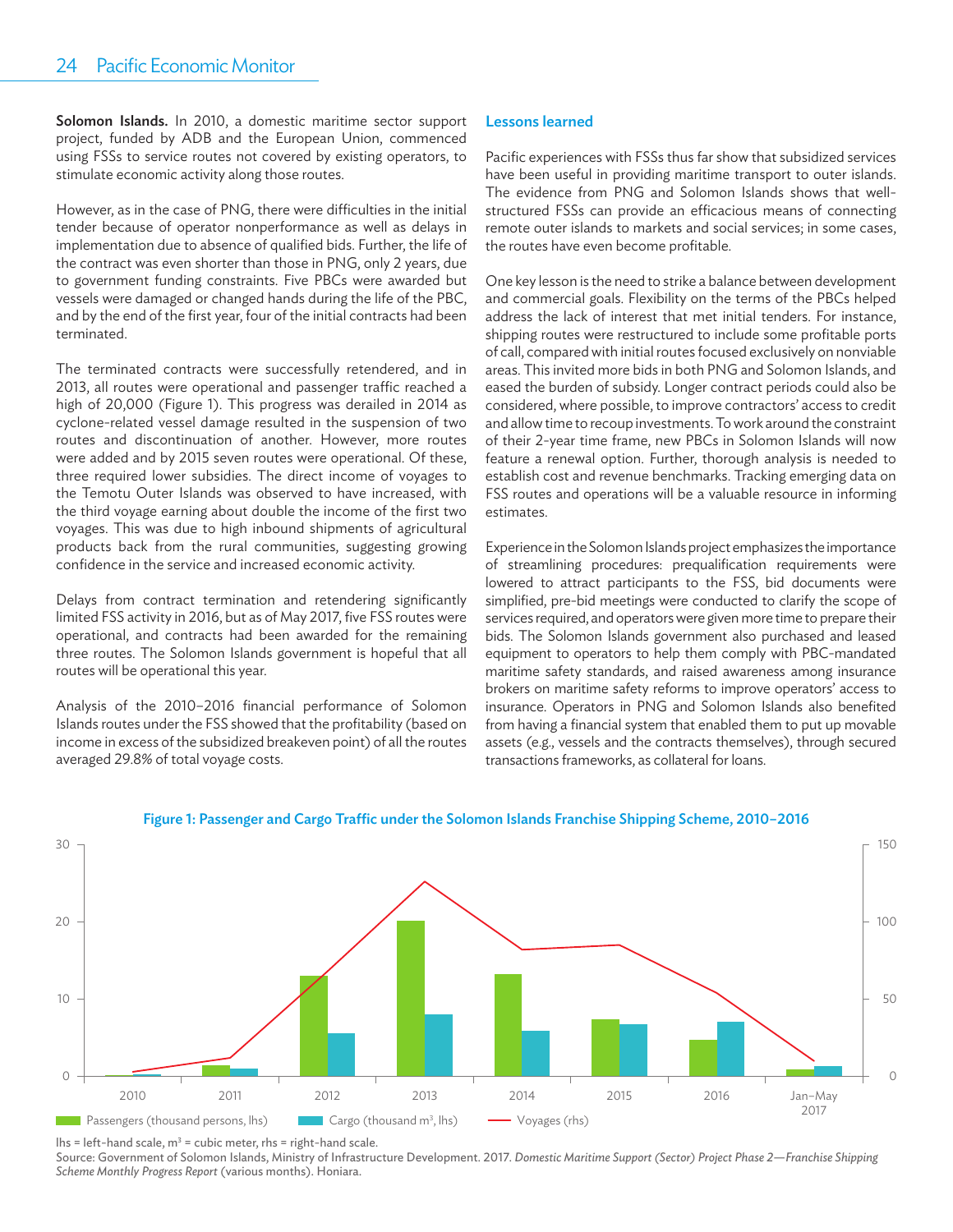**Solomon Islands.** In 2010, a domestic maritime sector support project, funded by ADB and the European Union, commenced using FSSs to service routes not covered by existing operators, to stimulate economic activity along those routes.

However, as in the case of PNG, there were difficulties in the initial tender because of operator nonperformance as well as delays in implementation due to absence of qualified bids. Further, the life of the contract was even shorter than those in PNG, only 2 years, due to government funding constraints. Five PBCs were awarded but vessels were damaged or changed hands during the life of the PBC, and by the end of the first year, four of the initial contracts had been terminated.

The terminated contracts were successfully retendered, and in 2013, all routes were operational and passenger traffic reached a high of 20,000 (Figure 1). This progress was derailed in 2014 as cyclone-related vessel damage resulted in the suspension of two routes and discontinuation of another. However, more routes were added and by 2015 seven routes were operational. Of these, three required lower subsidies. The direct income of voyages to the Temotu Outer Islands was observed to have increased, with the third voyage earning about double the income of the first two voyages. This was due to high inbound shipments of agricultural products back from the rural communities, suggesting growing confidence in the service and increased economic activity.

Delays from contract termination and retendering significantly limited FSS activity in 2016, but as of May 2017, five FSS routes were operational, and contracts had been awarded for the remaining three routes. The Solomon Islands government is hopeful that all routes will be operational this year.

Analysis of the 2010–2016 financial performance of Solomon Islands routes under the FSS showed that the profitability (based on income in excess of the subsidized breakeven point) of all the routes averaged 29.8% of total voyage costs.

### Lessons learned

Pacific experiences with FSSs thus far show that subsidized services have been useful in providing maritime transport to outer islands. The evidence from PNG and Solomon Islands shows that well-structured FSSs can provide an efficacious means of connecting remote outer islands to markets and social services; in some cases, the routes have even become profitable.

One key lesson is the need to strike a balance between development and commercial goals. Flexibility on the terms of the PBCs helped address the lack of interest that met initial tenders. For instance, shipping routes were restructured to include some profitable ports of call, compared with initial routes focused exclusively on nonviable areas. This invited more bids in both PNG and Solomon Islands, and eased the burden of subsidy. Longer contract periods could also be considered, where possible, to improve contractors' access to credit and allow time to recoup investments. To work around the constraint of their 2-year time frame, new PBCs in Solomon Islands will now feature a renewal option. Further, thorough analysis is needed to establish cost and revenue benchmarks. Tracking emerging data on FSS routes and operations will be a valuable resource in informing estimates.

Experience in the Solomon Islands project emphasizes the importance of streamlining procedures: prequalification requirements were lowered to attract participants to the FSS, bid documents were simplified, pre-bid meetings were conducted to clarify the scope of services required, and operators were given more time to prepare their bids. The Solomon Islands government also purchased and leased equipment to operators to help them comply with PBC-mandated maritime safety standards, and raised awareness among insurance brokers on maritime safety reforms to improve operators' access to insurance. Operators in PNG and Solomon Islands also benefited from having a financial system that enabled them to put up movable assets (e.g., vessels and the contracts themselves), through secured transactions frameworks, as collateral for loans.

**Figure 1: Passenger and Cargo Traffic under the Solomon Islands Franchise Shipping Scheme, 2010–2016**

lhs = left-hand scale, m$^3$ = cubic meter, rhs = right-hand scale.

Source: Government of Solomon Islands, Ministry of Infrastructure Development. 2017. *Domestic Maritime Support (Sector) Project Phase 2—Franchise Shipping Scheme Monthly Progress Report* (various months). Honiara.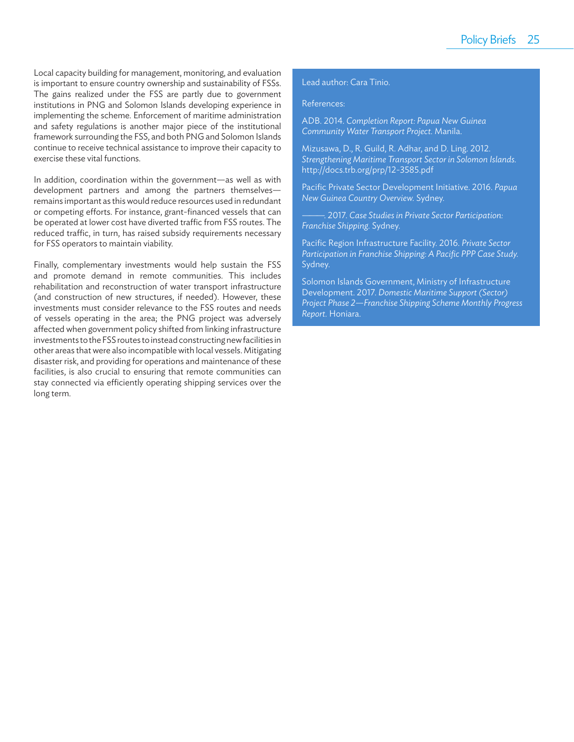Local capacity building for management, monitoring, and evaluation is important to ensure country ownership and sustainability of FSSs. The gains realized under the FSS are partly due to government institutions in PNG and Solomon Islands developing experience in implementing the scheme. Enforcement of maritime administration and safety regulations is another major piece of the institutional framework surrounding the FSS, and both PNG and Solomon Islands continue to receive technical assistance to improve their capacity to exercise these vital functions.

In addition, coordination within the government—as well as with development partners and among the partners themselves—remains important as this would reduce resources used in redundant or competing efforts. For instance, grant-financed vessels that can be operated at lower cost have diverted traffic from FSS routes. The reduced traffic, in turn, has raised subsidy requirements necessary for FSS operators to maintain viability.

Finally, complementary investments would help sustain the FSS and promote demand in remote communities. This includes rehabilitation and reconstruction of water transport infrastructure (and construction of new structures, if needed). However, these investments must consider relevance to the FSS routes and needs of vessels operating in the area; the PNG project was adversely affected when government policy shifted from linking infrastructure investments to the FSS routes to instead constructing new facilities in other areas that were also incompatible with local vessels. Mitigating disaster risk, and providing for operations and maintenance of these facilities, is also crucial to ensuring that remote communities can stay connected via efficiently operating shipping services over the long term.

Lead author: Cara Tinio.

References:

ADB. 2014. *Completion Report: Papua New Guinea Community Water Transport Project.* Manila.

Mizusawa, D., R. Guild, R. Adhar, and D. Ling. 2012. *Strengthening Maritime Transport Sector in Solomon Islands.* http://docs.trb.org/prp/12-3585.pdf

Pacific Private Sector Development Initiative. 2016. *Papua New Guinea Country Overview.* Sydney.

———. 2017. *Case Studies in Private Sector Participation: Franchise Shipping.* Sydney.

Pacific Region Infrastructure Facility. 2016. *Private Sector Participation in Franchise Shipping: A Pacific PPP Case Study.* Sydney.

Solomon Islands Government, Ministry of Infrastructure Development. 2017. *Domestic Maritime Support (Sector) Project Phase 2—Franchise Shipping Scheme Monthly Progress Report.* Honiara.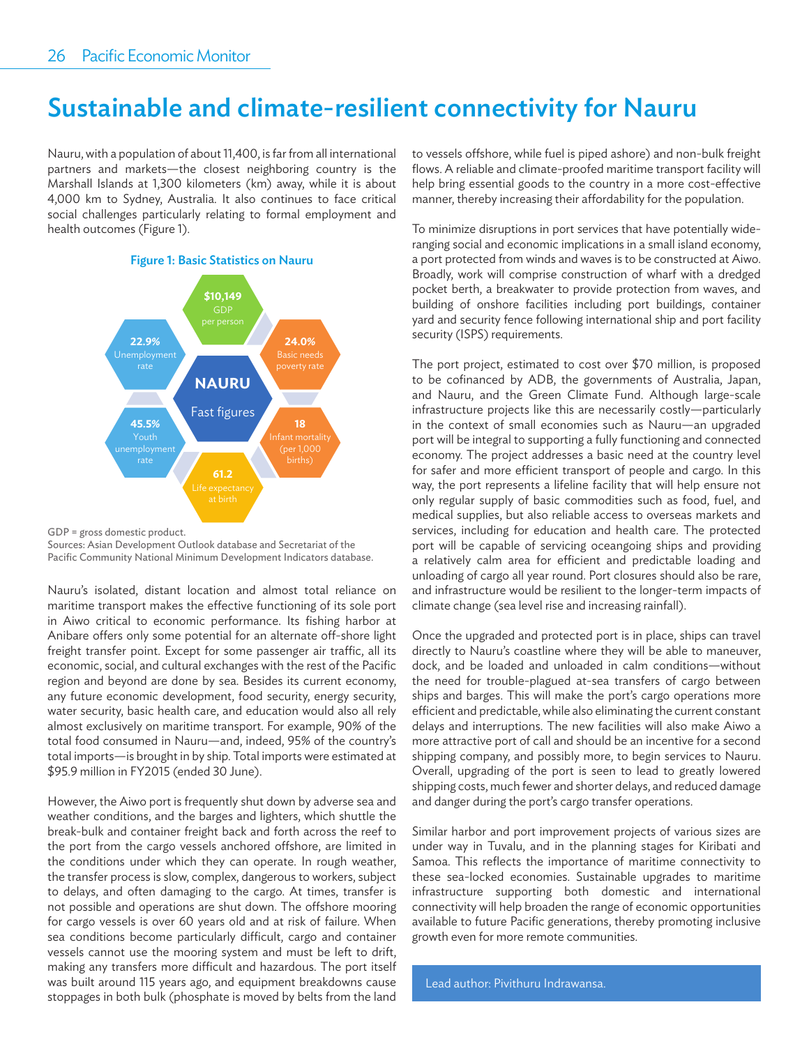# Sustainable and climate-resilient connectivity for Nauru

Nauru, with a population of about 11,400, is far from all international partners and markets—the closest neighboring country is the Marshall Islands at 1,300 kilometers (km) away, while it is about 4,000 km to Sydney, Australia. It also continues to face critical social challenges particularly relating to formal employment and health outcomes (Figure 1).

**Figure 1: Basic Statistics on Nauru**

**NAURU** Fast figures

- **$10,149** GDP per person
- **24.0%** Basic needs poverty rate
- **18** Infant mortality (per 1,000 births)
- **61.2** Life expectancy at birth
- **45.5%** Youth unemployment rate
- **22.9%** Unemployment rate

GDP = gross domestic product.
Sources: Asian Development Outlook database and Secretariat of the Pacific Community National Minimum Development Indicators database.

Nauru's isolated, distant location and almost total reliance on maritime transport makes the effective functioning of its sole port in Aiwo critical to economic performance. Its fishing harbor at Anibare offers only some potential for an alternate off-shore light freight transfer point. Except for some passenger air traffic, all its economic, social, and cultural exchanges with the rest of the Pacific region and beyond are done by sea. Besides its current economy, any future economic development, food security, energy security, water security, basic health care, and education would also all rely almost exclusively on maritime transport. For example, 90% of the total food consumed in Nauru—and, indeed, 95% of the country's total imports—is brought in by ship. Total imports were estimated at $95.9 million in FY2015 (ended 30 June).

However, the Aiwo port is frequently shut down by adverse sea and weather conditions, and the barges and lighters, which shuttle the break-bulk and container freight back and forth across the reef to the port from the cargo vessels anchored offshore, are limited in the conditions under which they can operate. In rough weather, the transfer process is slow, complex, dangerous to workers, subject to delays, and often damaging to the cargo. At times, transfer is not possible and operations are shut down. The offshore mooring for cargo vessels is over 60 years old and at risk of failure. When sea conditions become particularly difficult, cargo and container vessels cannot use the mooring system and must be left to drift, making any transfers more difficult and hazardous. The port itself was built around 115 years ago, and equipment breakdowns cause stoppages in both bulk (phosphate is moved by belts from the land to vessels offshore, while fuel is piped ashore) and non-bulk freight flows. A reliable and climate-proofed maritime transport facility will help bring essential goods to the country in a more cost-effective manner, thereby increasing their affordability for the population.

To minimize disruptions in port services that have potentially wide-ranging social and economic implications in a small island economy, a port protected from winds and waves is to be constructed at Aiwo. Broadly, work will comprise construction of wharf with a dredged pocket berth, a breakwater to provide protection from waves, and building of onshore facilities including port buildings, container yard and security fence following international ship and port facility security (ISPS) requirements.

The port project, estimated to cost over $70 million, is proposed to be cofinanced by ADB, the governments of Australia, Japan, and Nauru, and the Green Climate Fund. Although large-scale infrastructure projects like this are necessarily costly—particularly in the context of small economies such as Nauru—an upgraded port will be integral to supporting a fully functioning and connected economy. The project addresses a basic need at the country level for safer and more efficient transport of people and cargo. In this way, the port represents a lifeline facility that will help ensure not only regular supply of basic commodities such as food, fuel, and medical supplies, but also reliable access to overseas markets and services, including for education and health care. The protected port will be capable of servicing oceangoing ships and providing a relatively calm area for efficient and predictable loading and unloading of cargo all year round. Port closures should also be rare, and infrastructure would be resilient to the longer-term impacts of climate change (sea level rise and increasing rainfall).

Once the upgraded and protected port is in place, ships can travel directly to Nauru's coastline where they will be able to maneuver, dock, and be loaded and unloaded in calm conditions—without the need for trouble-plagued at-sea transfers of cargo between ships and barges. This will make the port's cargo operations more efficient and predictable, while also eliminating the current constant delays and interruptions. The new facilities will also make Aiwo a more attractive port of call and should be an incentive for a second shipping company, and possibly more, to begin services to Nauru. Overall, upgrading of the port is seen to lead to greatly lowered shipping costs, much fewer and shorter delays, and reduced damage and danger during the port's cargo transfer operations.

Similar harbor and port improvement projects of various sizes are under way in Tuvalu, and in the planning stages for Kiribati and Samoa. This reflects the importance of maritime connectivity to these sea-locked economies. Sustainable upgrades to maritime infrastructure supporting both domestic and international connectivity will help broaden the range of economic opportunities available to future Pacific generations, thereby promoting inclusive growth even for more remote communities.

Lead author: Pivithuru Indrawansa.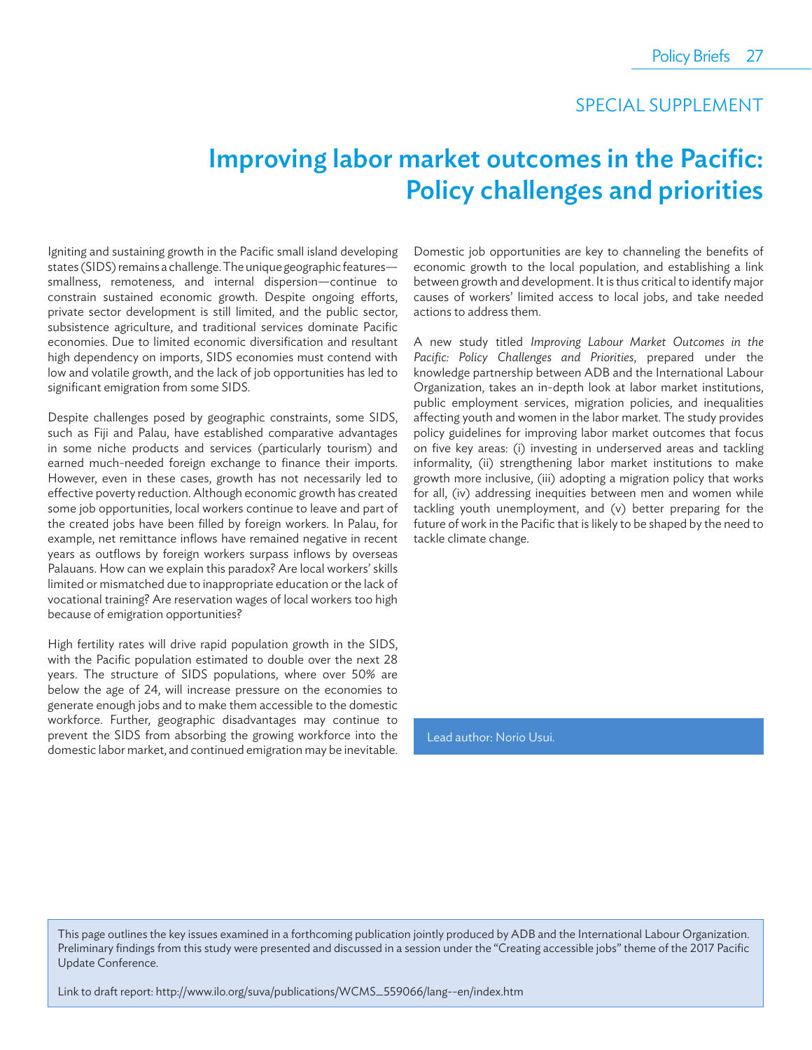SPECIAL SUPPLEMENT

# Improving labor market outcomes in the Pacific: Policy challenges and priorities

Igniting and sustaining growth in the Pacific small island developing states (SIDS) remains a challenge. The unique geographic features—smallness, remoteness, and internal dispersion—continue to constrain sustained economic growth. Despite ongoing efforts, private sector development is still limited, and the public sector, subsistence agriculture, and traditional services dominate Pacific economies. Due to limited economic diversification and resultant high dependency on imports, SIDS economies must contend with low and volatile growth, and the lack of job opportunities has led to significant emigration from some SIDS.

Despite challenges posed by geographic constraints, some SIDS, such as Fiji and Palau, have established comparative advantages in some niche products and services (particularly tourism) and earned much-needed foreign exchange to finance their imports. However, even in these cases, growth has not necessarily led to effective poverty reduction. Although economic growth has created some job opportunities, local workers continue to leave and part of the created jobs have been filled by foreign workers. In Palau, for example, net remittance inflows have remained negative in recent years as outflows by foreign workers surpass inflows by overseas Palauans. How can we explain this paradox? Are local workers' skills limited or mismatched due to inappropriate education or the lack of vocational training? Are reservation wages of local workers too high because of emigration opportunities?

High fertility rates will drive rapid population growth in the SIDS, with the Pacific population estimated to double over the next 28 years. The structure of SIDS populations, where over 50% are below the age of 24, will increase pressure on the economies to generate enough jobs and to make them accessible to the domestic workforce. Further, geographic disadvantages may continue to prevent the SIDS from absorbing the growing workforce into the domestic labor market, and continued emigration may be inevitable.

Domestic job opportunities are key to channeling the benefits of economic growth to the local population, and establishing a link between growth and development. It is thus critical to identify major causes of workers' limited access to local jobs, and take needed actions to address them.

A new study titled *Improving Labour Market Outcomes in the Pacific: Policy Challenges and Priorities*, prepared under the knowledge partnership between ADB and the International Labour Organization, takes an in-depth look at labor market institutions, public employment services, migration policies, and inequalities affecting youth and women in the labor market. The study provides policy guidelines for improving labor market outcomes that focus on five key areas: (i) investing in underserved areas and tackling informality, (ii) strengthening labor market institutions to make growth more inclusive, (iii) adopting a migration policy that works for all, (iv) addressing inequities between men and women while tackling youth unemployment, and (v) better preparing for the future of work in the Pacific that is likely to be shaped by the need to tackle climate change.

Lead author: Norio Usui.

This page outlines the key issues examined in a forthcoming publication jointly produced by ADB and the International Labour Organization. Preliminary findings from this study were presented and discussed in a session under the "Creating accessible jobs" theme of the 2017 Pacific Update Conference.

Link to draft report: http://www.ilo.org/suva/publications/WCMS_559066/lang--en/index.htm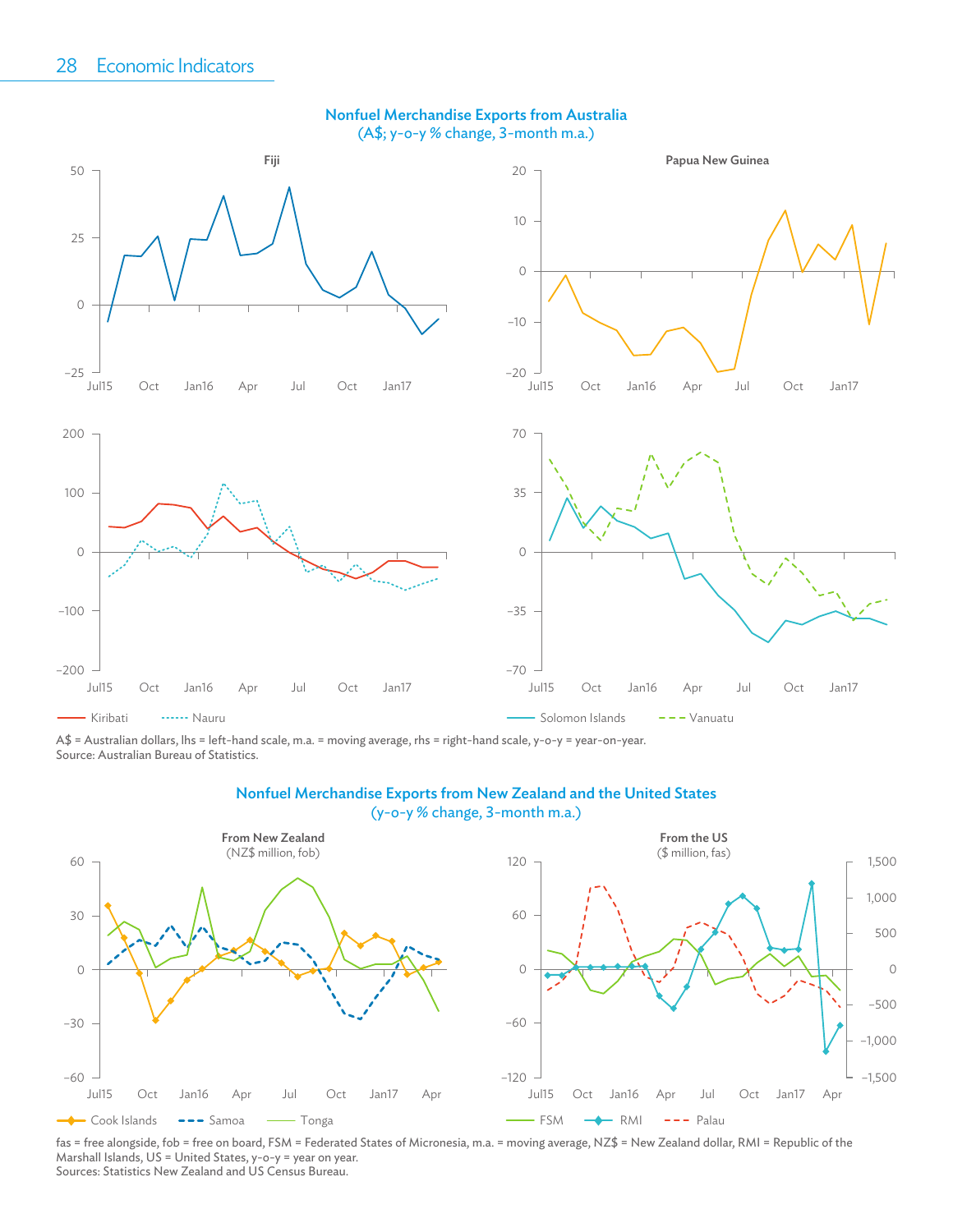## Nonfuel Merchandise Exports from Australia
(A$; y-o-y % change, 3-month m.a.)

Fiji

Papua New Guinea

Kiribati — Nauru

Solomon Islands — Vanuatu

A$ = Australian dollars, lhs = left-hand scale, m.a. = moving average, rhs = right-hand scale, y-o-y = year-on-year.
Source: Australian Bureau of Statistics.

## Nonfuel Merchandise Exports from New Zealand and the United States
(y-o-y % change, 3-month m.a.)

From New Zealand
(NZ$ million, fob)

Cook Islands — Samoa — Tonga

From the US
($ million, fas)

FSM — RMI — Palau

fas = free alongside, fob = free on board, FSM = Federated States of Micronesia, m.a. = moving average, NZ$ = New Zealand dollar, RMI = Republic of the Marshall Islands, US = United States, y-o-y = year on year.
Sources: Statistics New Zealand and US Census Bureau.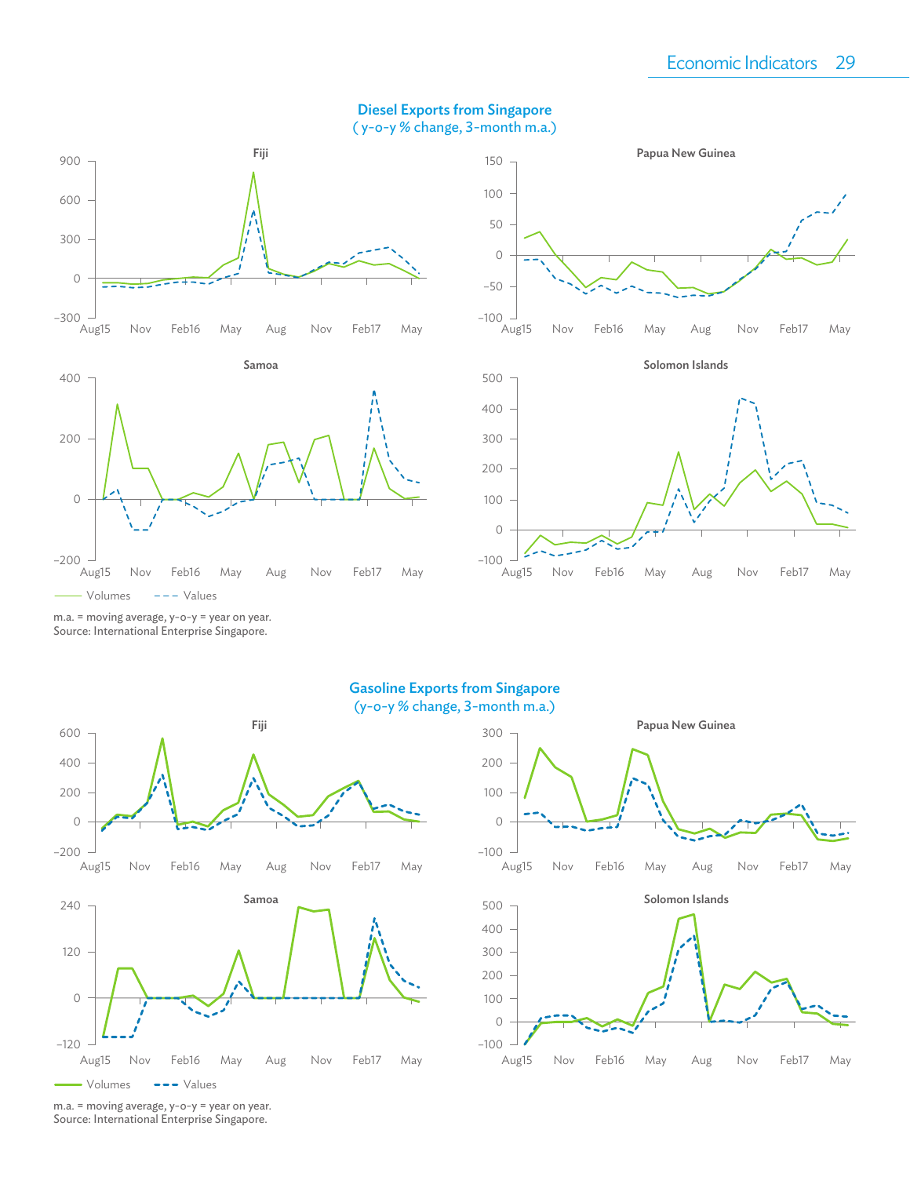## Diesel Exports from Singapore
(y-o-y % change, 3-month m.a.)

Fiji

Papua New Guinea

Samoa

Solomon Islands

—— Volumes - - - Values

m.a. = moving average, y-o-y = year on year.
Source: International Enterprise Singapore.

## Gasoline Exports from Singapore
(y-o-y % change, 3-month m.a.)

Fiji

Papua New Guinea

Samoa

Solomon Islands

—— Volumes - - - Values

m.a. = moving average, y-o-y = year on year.
Source: International Enterprise Singapore.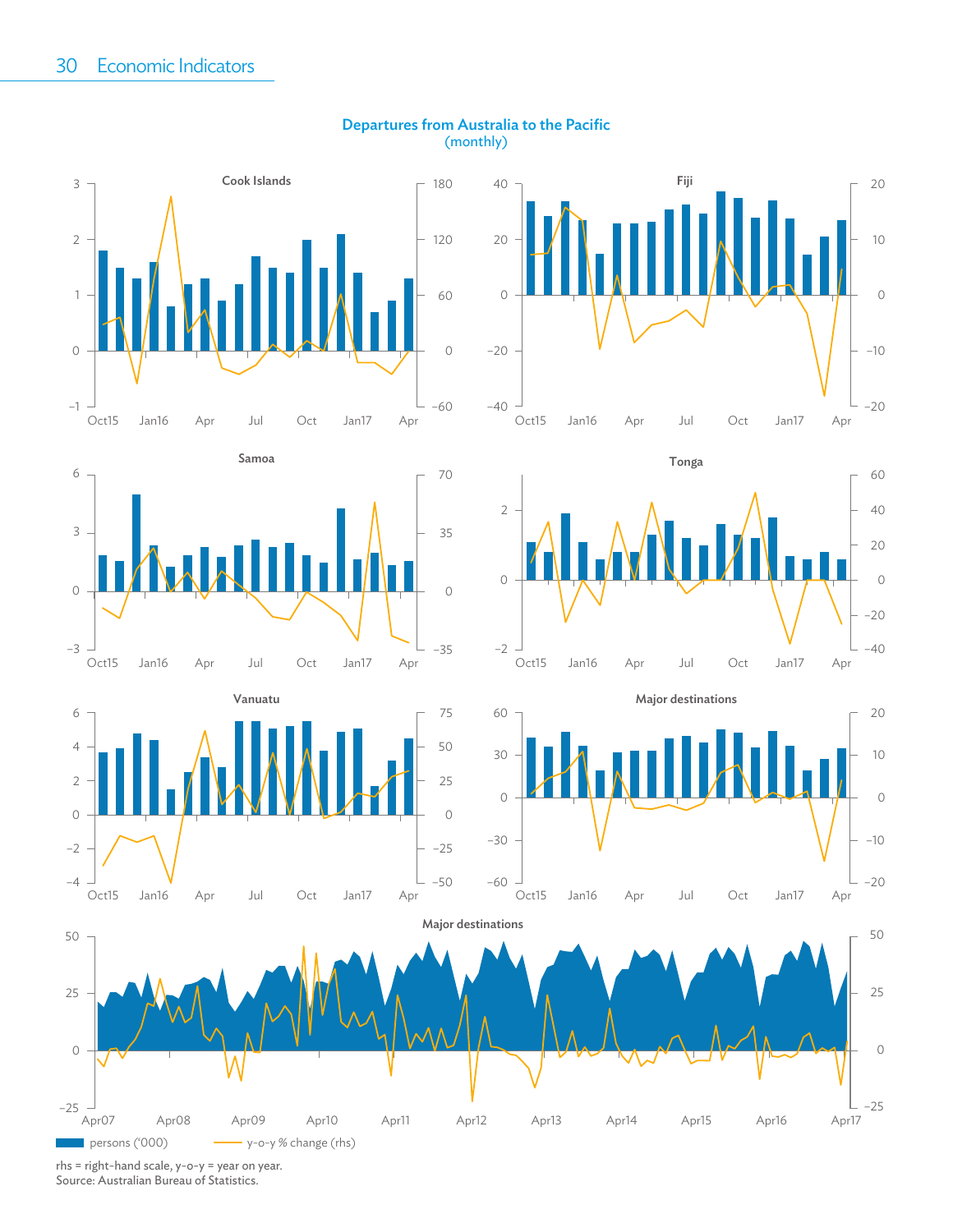## Departures from Australia to the Pacific
(monthly)

**Cook Islands**

**Fiji**

**Samoa**

**Tonga**

**Vanuatu**

**Major destinations**

**Major destinations**

persons ('000) — y-o-y % change (rhs)

rhs = right-hand scale, y-o-y = year on year.
Source: Australian Bureau of Statistics.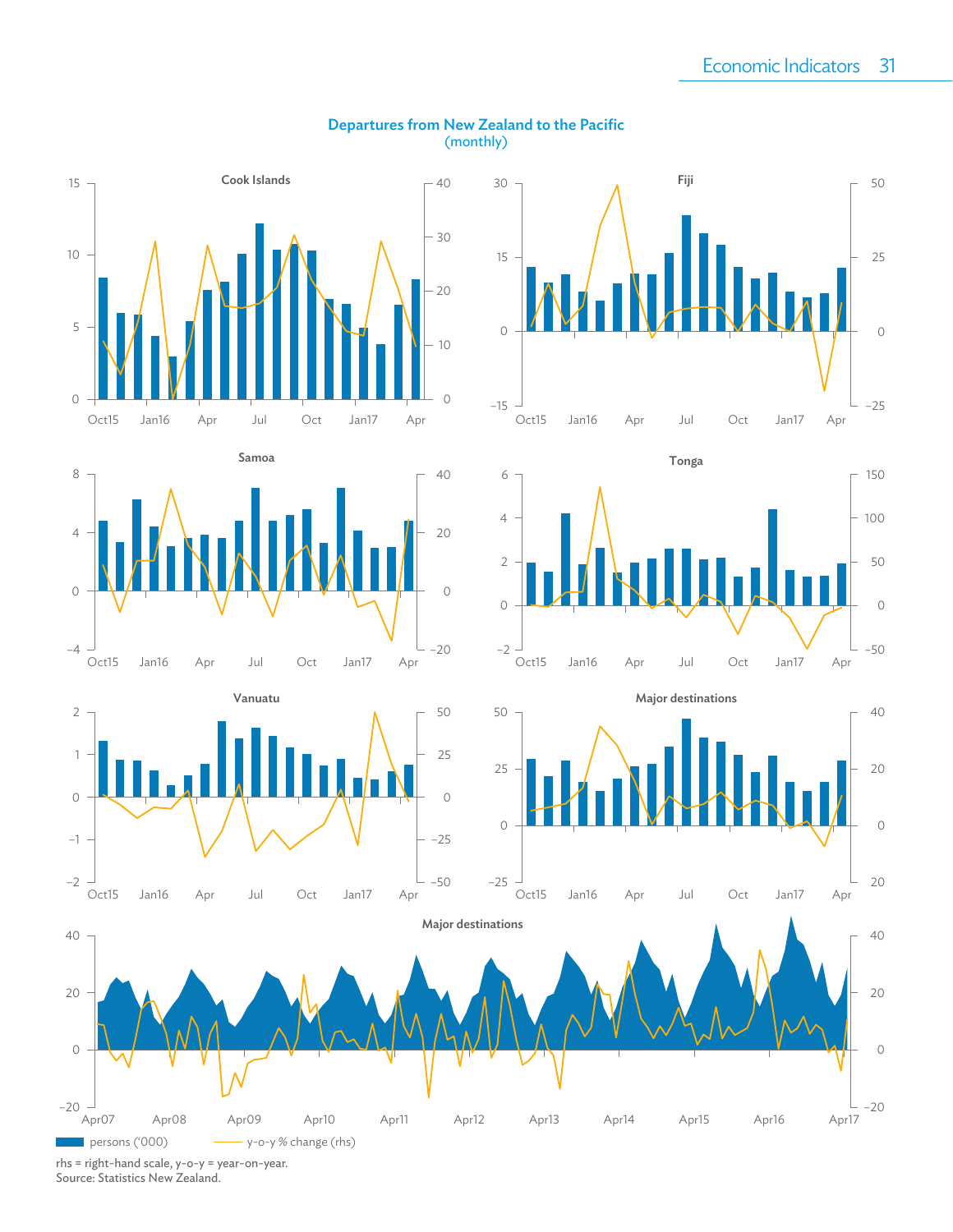## Departures from New Zealand to the Pacific
(monthly)

Cook Islands

Fiji

Samoa

Tonga

Vanuatu

Major destinations

Major destinations

persons ('000) — y-o-y % change (rhs)

rhs = right-hand scale, y-o-y = year-on-year.
Source: Statistics New Zealand.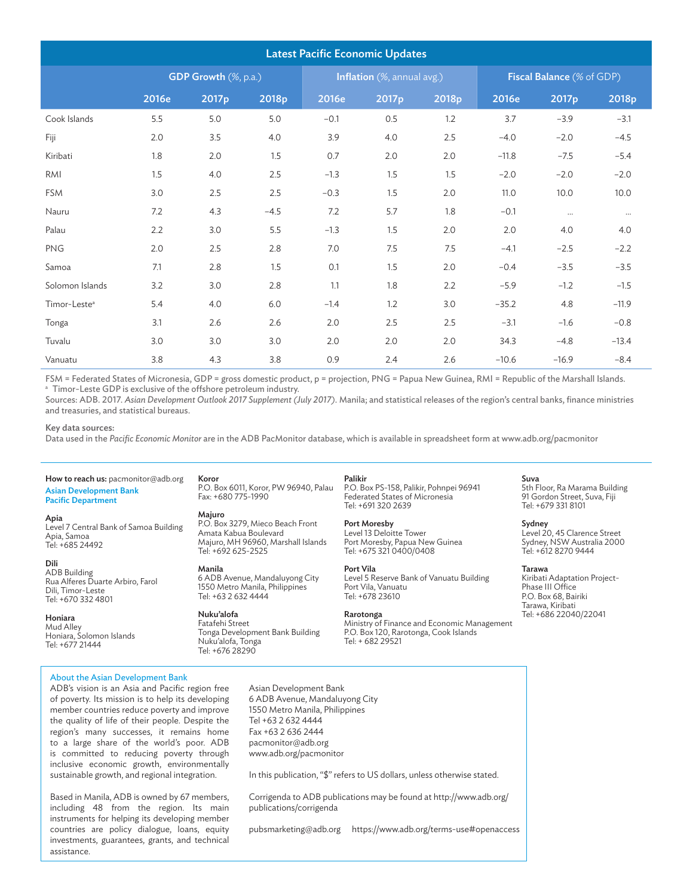## Latest Pacific Economic Updates

| | GDP Growth (%, p.a.) | | | Inflation (%, annual avg.) | | | Fiscal Balance (% of GDP) | | |
|---|---|---|---|---|---|---|---|---|---|
| | 2016e | 2017p | 2018p | 2016e | 2017p | 2018p | 2016e | 2017p | 2018p |
| Cook Islands | 5.5 | 5.0 | 5.0 | −0.1 | 0.5 | 1.2 | 3.7 | −3.9 | −3.1 |
| Fiji | 2.0 | 3.5 | 4.0 | 3.9 | 4.0 | 2.5 | −4.0 | −2.0 | −4.5 |
| Kiribati | 1.8 | 2.0 | 1.5 | 0.7 | 2.0 | 2.0 | −11.8 | −7.5 | −5.4 |
| RMI | 1.5 | 4.0 | 2.5 | −1.3 | 1.5 | 1.5 | −2.0 | −2.0 | −2.0 |
| FSM | 3.0 | 2.5 | 2.5 | −0.3 | 1.5 | 2.0 | 11.0 | 10.0 | 10.0 |
| Nauru | 7.2 | 4.3 | −4.5 | 7.2 | 5.7 | 1.8 | −0.1 | ... | ... |
| Palau | 2.2 | 3.0 | 5.5 | −1.3 | 1.5 | 2.0 | 2.0 | 4.0 | 4.0 |
| PNG | 2.0 | 2.5 | 2.8 | 7.0 | 7.5 | 7.5 | −4.1 | −2.5 | −2.2 |
| Samoa | 7.1 | 2.8 | 1.5 | 0.1 | 1.5 | 2.0 | −0.4 | −3.5 | −3.5 |
| Solomon Islands | 3.2 | 3.0 | 2.8 | 1.1 | 1.8 | 2.2 | −5.9 | −1.2 | −1.5 |
| Timor-Leste[a] | 5.4 | 4.0 | 6.0 | −1.4 | 1.2 | 3.0 | −35.2 | 4.8 | −11.9 |
| Tonga | 3.1 | 2.6 | 2.6 | 2.0 | 2.5 | 2.5 | −3.1 | −1.6 | −0.8 |
| Tuvalu | 3.0 | 3.0 | 3.0 | 2.0 | 2.0 | 2.0 | 34.3 | −4.8 | −13.4 |
| Vanuatu | 3.8 | 4.3 | 3.8 | 0.9 | 2.4 | 2.6 | −10.6 | −16.9 | −8.4 |

FSM = Federated States of Micronesia, GDP = gross domestic product, p = projection, PNG = Papua New Guinea, RMI = Republic of the Marshall Islands.
[a] Timor-Leste GDP is exclusive of the offshore petroleum industry.
Sources: ADB. 2017. *Asian Development Outlook 2017 Supplement (July 2017)*. Manila; and statistical releases of the region's central banks, finance ministries and treasuries, and statistical bureaus.

**Key data sources:**
Data used in the *Pacific Economic Monitor* are in the ADB PacMonitor database, which is available in spreadsheet form at www.adb.org/pacmonitor

**How to reach us:** pacmonitor@adb.org
**Asian Development Bank**
**Pacific Department**

**Apia**
Level 7 Central Bank of Samoa Building
Apia, Samoa
Tel: +685 24492

**Dili**
ADB Building
Rua Alferes Duarte Arbiro, Farol
Dili, Timor-Leste
Tel: +670 332 4801

**Honiara**
Mud Alley
Honiara, Solomon Islands
Tel: +677 21444

**Koror**
P.O. Box 6011, Koror, PW 96940, Palau
Fax: +680 775-1990

**Majuro**
P.O. Box 3279, Mieco Beach Front
Amata Kabua Boulevard
Majuro, MH 96960, Marshall Islands
Tel: +692 625-2525

**Manila**
6 ADB Avenue, Mandaluyong City
1550 Metro Manila, Philippines
Tel: +63 2 632 4444

**Nuku'alofa**
Fatafehi Street
Tonga Development Bank Building
Nuku'alofa, Tonga
Tel: +676 28290

**Palikir**
P.O. Box PS-158, Palikir, Pohnpei 96941
Federated States of Micronesia
Tel: +691 320 2639

**Port Moresby**
Level 13 Deloitte Tower
Port Moresby, Papua New Guinea
Tel: +675 321 0400/0408

**Port Vila**
Level 5 Reserve Bank of Vanuatu Building
Port Vila, Vanuatu
Tel: +678 23610

**Rarotonga**
Ministry of Finance and Economic Management
P.O. Box 120, Rarotonga, Cook Islands
Tel: + 682 29521

**Suva**
5th Floor, Ra Marama Building
91 Gordon Street, Suva, Fiji
Tel: +679 331 8101

**Sydney**
Level 20, 45 Clarence Street
Sydney, NSW Australia 2000
Tel: +612 8270 9444

**Tarawa**
Kiribati Adaptation Project-Phase III Office
P.O. Box 68, Bairiki
Tarawa, Kiribati
Tel: +686 22040/22041

### About the Asian Development Bank

ADB's vision is an Asia and Pacific region free of poverty. Its mission is to help its developing member countries reduce poverty and improve the quality of life of their people. Despite the region's many successes, it remains home to a large share of the world's poor. ADB is committed to reducing poverty through inclusive economic growth, environmentally sustainable growth, and regional integration.

Based in Manila, ADB is owned by 67 members, including 48 from the region. Its main instruments for helping its developing member countries are policy dialogue, loans, equity investments, guarantees, grants, and technical assistance.

Asian Development Bank
6 ADB Avenue, Mandaluyong City
1550 Metro Manila, Philippines
Tel +63 2 632 4444
Fax +63 2 636 2444
pacmonitor@adb.org
www.adb.org/pacmonitor

In this publication, "$" refers to US dollars, unless otherwise stated.

Corrigenda to ADB publications may be found at http://www.adb.org/publications/corrigenda

pubsmarketing@adb.org https://www.adb.org/terms-use#openaccess